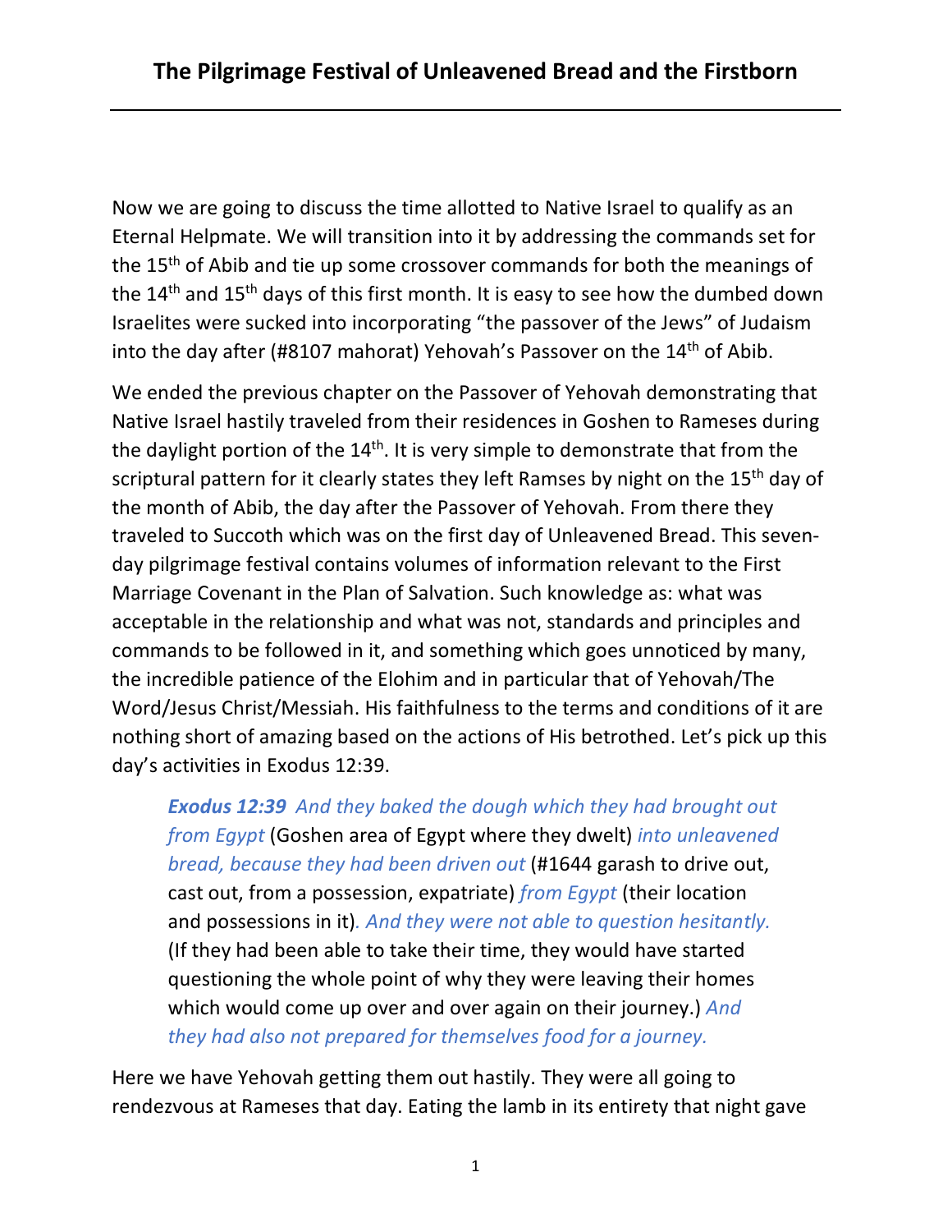# The Pilgrimage Festival of Unleavened Bread and the Firstborn

Now we are going to discuss the time allotted to Native Israel to qualify as an Eternal Helpmate. We will transition into it by addressing the commands set for the 15th of Abib and tie up some crossover commands for both the meanings of the 14th and 15th days of this first month. It is easy to see how the dumbed down Israelites were sucked into incorporating "the passover of the Jews" of Judaism into the day after (#8107 mahorat) Yehovah's Passover on the 14th of Abib.

We ended the previous chapter on the Passover of Yehovah demonstrating that Native Israel hastily traveled from their residences in Goshen to Rameses during the daylight portion of the 14th. It is very simple to demonstrate that from the scriptural pattern for it clearly states they left Ramses by night on the 15th day of the month of Abib, the day after the Passover of Yehovah. From there they traveled to Succoth which was on the first day of Unleavened Bread. This seven-day pilgrimage festival contains volumes of information relevant to the First Marriage Covenant in the Plan of Salvation. Such knowledge as: what was acceptable in the relationship and what was not, standards and principles and commands to be followed in it, and something which goes unnoticed by many, the incredible patience of the Elohim and in particular that of Yehovah/The Word/Jesus Christ/Messiah. His faithfulness to the terms and conditions of it are nothing short of amazing based on the actions of His betrothed. Let's pick up this day's activities in Exodus 12:39.

> ***Exodus 12:39*** *And they baked the dough which they had brought out from Egypt* (Goshen area of Egypt where they dwelt) *into unleavened bread, because they had been driven out* (#1644 garash to drive out, cast out, from a possession, expatriate) *from Egypt* (their location and possessions in it)*. And they were not able to question hesitantly.* (If they had been able to take their time, they would have started questioning the whole point of why they were leaving their homes which would come up over and over again on their journey.) *And they had also not prepared for themselves food for a journey.*

Here we have Yehovah getting them out hastily. They were all going to rendezvous at Rameses that day. Eating the lamb in its entirety that night gave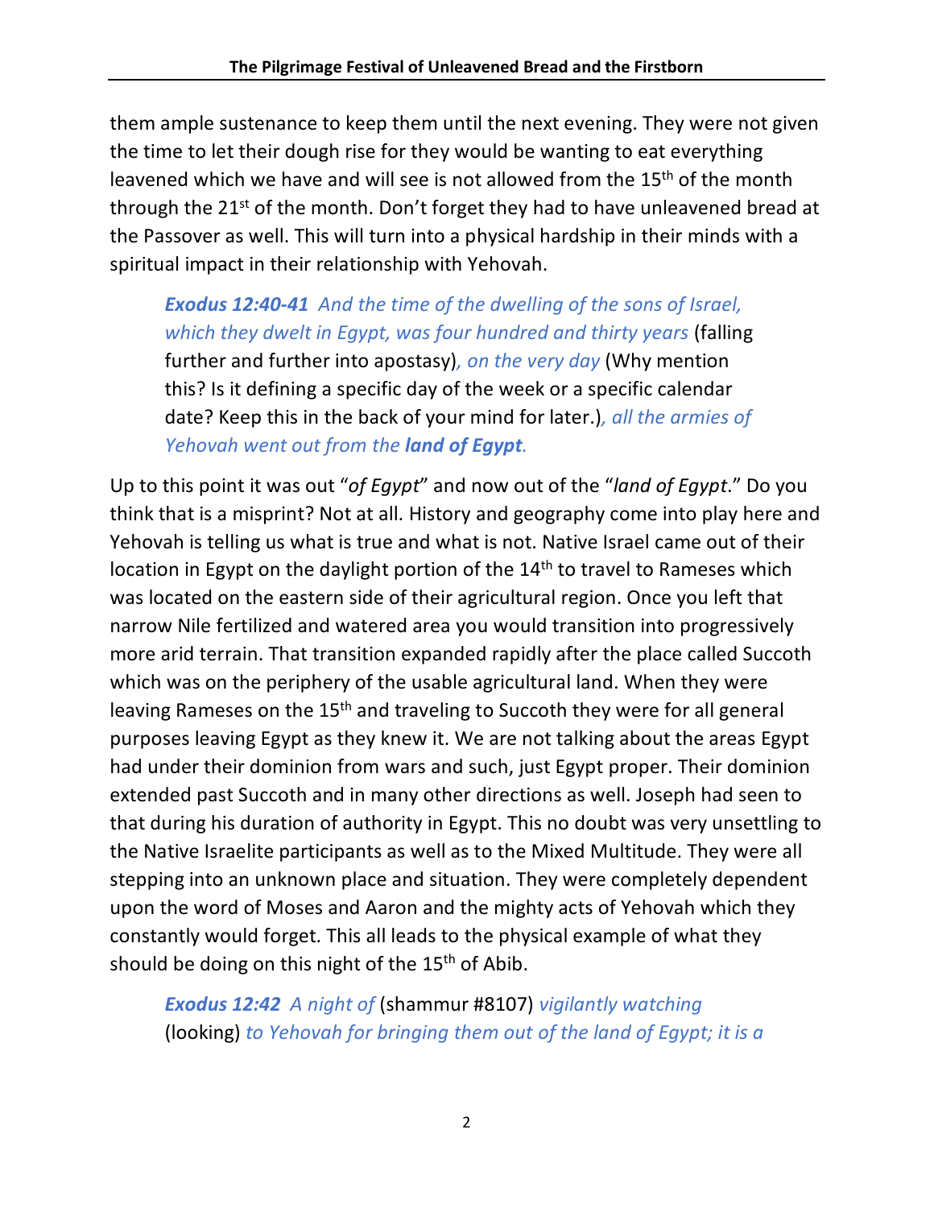them ample sustenance to keep them until the next evening. They were not given the time to let their dough rise for they would be wanting to eat everything leavened which we have and will see is not allowed from the 15th of the month through the 21st of the month. Don't forget they had to have unleavened bread at the Passover as well. This will turn into a physical hardship in their minds with a spiritual impact in their relationship with Yehovah.

> ***Exodus 12:40-41*** *And the time of the dwelling of the sons of Israel, which they dwelt in Egypt, was four hundred and thirty years* (falling further and further into apostasy)*, on the very day* (Why mention this? Is it defining a specific day of the week or a specific calendar date? Keep this in the back of your mind for later.)*, all the armies of Yehovah went out from the **land of Egypt**.*

Up to this point it was out "*of Egypt*" and now out of the "*land of Egypt*." Do you think that is a misprint? Not at all. History and geography come into play here and Yehovah is telling us what is true and what is not. Native Israel came out of their location in Egypt on the daylight portion of the 14th to travel to Rameses which was located on the eastern side of their agricultural region. Once you left that narrow Nile fertilized and watered area you would transition into progressively more arid terrain. That transition expanded rapidly after the place called Succoth which was on the periphery of the usable agricultural land. When they were leaving Rameses on the 15th and traveling to Succoth they were for all general purposes leaving Egypt as they knew it. We are not talking about the areas Egypt had under their dominion from wars and such, just Egypt proper. Their dominion extended past Succoth and in many other directions as well. Joseph had seen to that during his duration of authority in Egypt. This no doubt was very unsettling to the Native Israelite participants as well as to the Mixed Multitude. They were all stepping into an unknown place and situation. They were completely dependent upon the word of Moses and Aaron and the mighty acts of Yehovah which they constantly would forget. This all leads to the physical example of what they should be doing on this night of the 15th of Abib.

> ***Exodus 12:42*** *A night of* (shammur #8107) *vigilantly watching* (looking) *to Yehovah for bringing them out of the land of Egypt; it is a*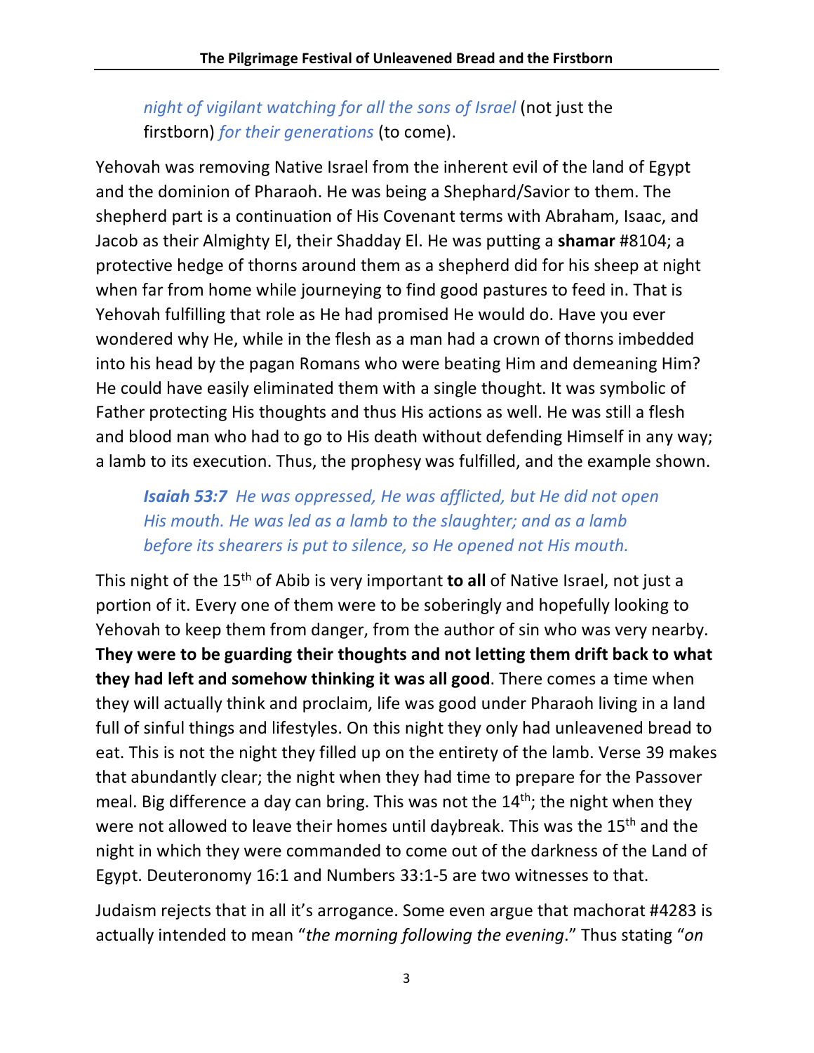*night of vigilant watching for all the sons of Israel* (not just the firstborn) *for their generations* (to come).

Yehovah was removing Native Israel from the inherent evil of the land of Egypt and the dominion of Pharaoh. He was being a Shephard/Savior to them. The shepherd part is a continuation of His Covenant terms with Abraham, Isaac, and Jacob as their Almighty El, their Shadday El. He was putting a **shamar** #8104; a protective hedge of thorns around them as a shepherd did for his sheep at night when far from home while journeying to find good pastures to feed in. That is Yehovah fulfilling that role as He had promised He would do. Have you ever wondered why He, while in the flesh as a man had a crown of thorns imbedded into his head by the pagan Romans who were beating Him and demeaning Him? He could have easily eliminated them with a single thought. It was symbolic of Father protecting His thoughts and thus His actions as well. He was still a flesh and blood man who had to go to His death without defending Himself in any way; a lamb to its execution. Thus, the prophesy was fulfilled, and the example shown.

> ***Isaiah 53:7*** *He was oppressed, He was afflicted, but He did not open His mouth. He was led as a lamb to the slaughter; and as a lamb before its shearers is put to silence, so He opened not His mouth.*

This night of the 15th of Abib is very important **to all** of Native Israel, not just a portion of it. Every one of them were to be soberingly and hopefully looking to Yehovah to keep them from danger, from the author of sin who was very nearby. **They were to be guarding their thoughts and not letting them drift back to what they had left and somehow thinking it was all good**. There comes a time when they will actually think and proclaim, life was good under Pharaoh living in a land full of sinful things and lifestyles. On this night they only had unleavened bread to eat. This is not the night they filled up on the entirety of the lamb. Verse 39 makes that abundantly clear; the night when they had time to prepare for the Passover meal. Big difference a day can bring. This was not the 14th; the night when they were not allowed to leave their homes until daybreak. This was the 15th and the night in which they were commanded to come out of the darkness of the Land of Egypt. Deuteronomy 16:1 and Numbers 33:1-5 are two witnesses to that.

Judaism rejects that in all it's arrogance. Some even argue that machorat #4283 is actually intended to mean "*the morning following the evening*." Thus stating "*on*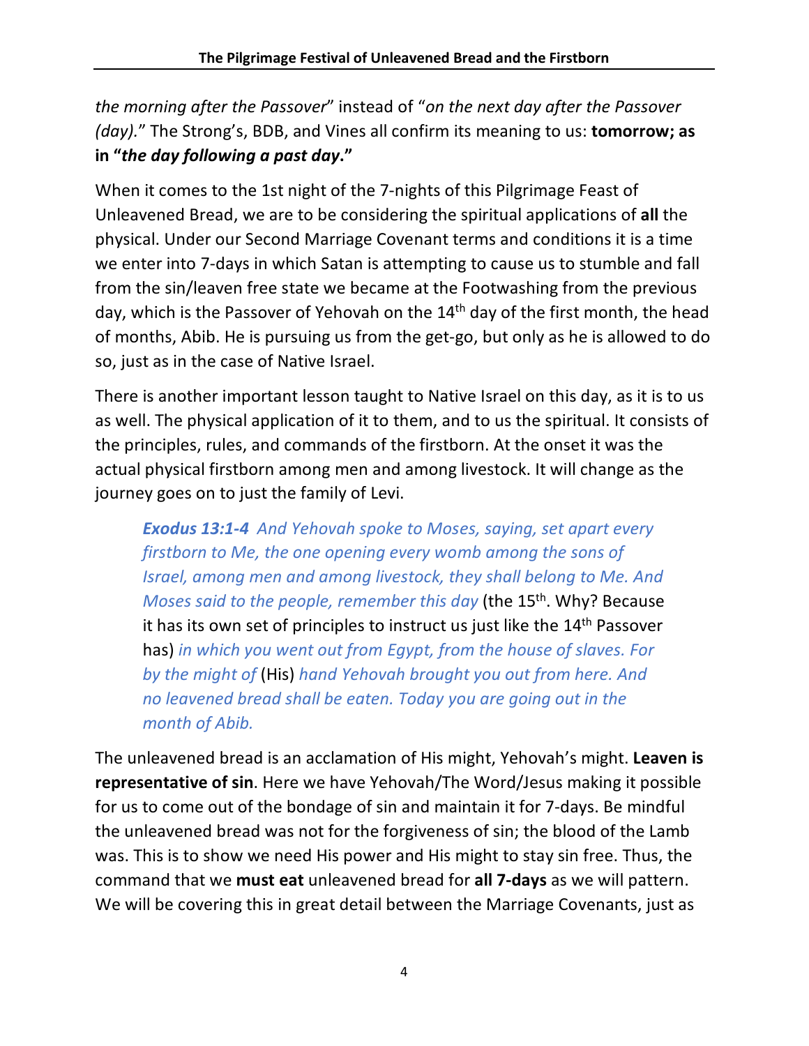*the morning after the Passover*" instead of "*on the next day after the Passover (day).*" The Strong's, BDB, and Vines all confirm its meaning to us: **tomorrow; as in "*the day following a past day*."**

When it comes to the 1st night of the 7-nights of this Pilgrimage Feast of Unleavened Bread, we are to be considering the spiritual applications of **all** the physical. Under our Second Marriage Covenant terms and conditions it is a time we enter into 7-days in which Satan is attempting to cause us to stumble and fall from the sin/leaven free state we became at the Footwashing from the previous day, which is the Passover of Yehovah on the 14th day of the first month, the head of months, Abib. He is pursuing us from the get-go, but only as he is allowed to do so, just as in the case of Native Israel.

There is another important lesson taught to Native Israel on this day, as it is to us as well. The physical application of it to them, and to us the spiritual. It consists of the principles, rules, and commands of the firstborn. At the onset it was the actual physical firstborn among men and among livestock. It will change as the journey goes on to just the family of Levi.

> ***Exodus 13:1-4*** *And Yehovah spoke to Moses, saying, set apart every firstborn to Me, the one opening every womb among the sons of Israel, among men and among livestock, they shall belong to Me. And Moses said to the people, remember this day* (the 15th. Why? Because it has its own set of principles to instruct us just like the 14th Passover has) *in which you went out from Egypt, from the house of slaves. For by the might of* (His) *hand Yehovah brought you out from here. And no leavened bread shall be eaten. Today you are going out in the month of Abib.*

The unleavened bread is an acclamation of His might, Yehovah's might. **Leaven is representative of sin**. Here we have Yehovah/The Word/Jesus making it possible for us to come out of the bondage of sin and maintain it for 7-days. Be mindful the unleavened bread was not for the forgiveness of sin; the blood of the Lamb was. This is to show we need His power and His might to stay sin free. Thus, the command that we **must eat** unleavened bread for **all 7-days** as we will pattern. We will be covering this in great detail between the Marriage Covenants, just as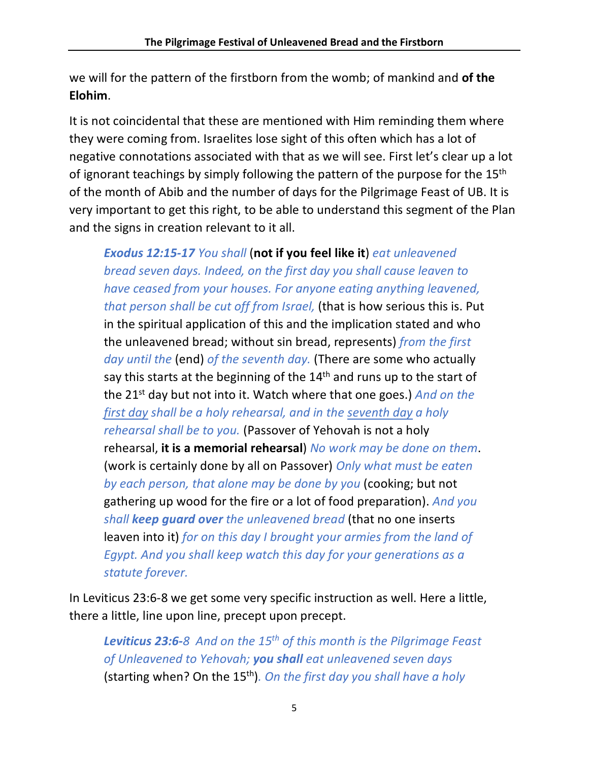we will for the pattern of the firstborn from the womb; of mankind and **of the Elohim**.

It is not coincidental that these are mentioned with Him reminding them where they were coming from. Israelites lose sight of this often which has a lot of negative connotations associated with that as we will see. First let's clear up a lot of ignorant teachings by simply following the pattern of the purpose for the 15th of the month of Abib and the number of days for the Pilgrimage Feast of UB. It is very important to get this right, to be able to understand this segment of the Plan and the signs in creation relevant to it all.

> ***Exodus 12:15-17*** *You shall* (**not if you feel like it**) *eat unleavened bread seven days. Indeed, on the first day you shall cause leaven to have ceased from your houses. For anyone eating anything leavened, that person shall be cut off from Israel,* (that is how serious this is. Put in the spiritual application of this and the implication stated and who the unleavened bread; without sin bread, represents) *from the first day until the* (end) *of the seventh day.* (There are some who actually say this starts at the beginning of the 14th and runs up to the start of the 21st day but not into it. Watch where that one goes.) *And on the first day shall be a holy rehearsal, and in the seventh day a holy rehearsal shall be to you.* (Passover of Yehovah is not a holy rehearsal, **it is a memorial rehearsal**) *No work may be done on them*. (work is certainly done by all on Passover) *Only what must be eaten by each person, that alone may be done by you* (cooking; but not gathering up wood for the fire or a lot of food preparation). *And you shall* ***keep guard over*** *the unleavened bread* (that no one inserts leaven into it) *for on this day I brought your armies from the land of Egypt. And you shall keep watch this day for your generations as a statute forever.*

In Leviticus 23:6-8 we get some very specific instruction as well. Here a little, there a little, line upon line, precept upon precept.

> ***Leviticus 23:6-****8* *And on the 15th of this month is the Pilgrimage Feast of Unleavened to Yehovah;* ***you shall*** *eat unleavened seven days* (starting when? On the 15th)*. On the first day you shall have a holy*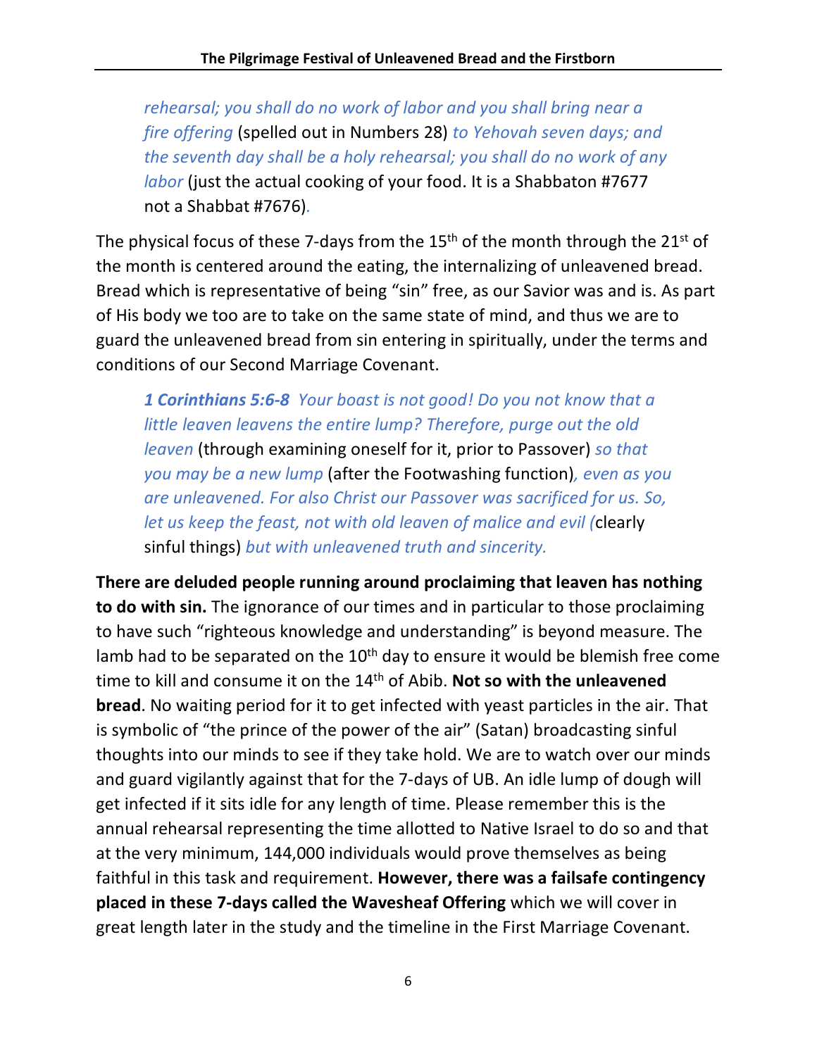*rehearsal; you shall do no work of labor and you shall bring near a fire offering* (spelled out in Numbers 28) *to Yehovah seven days; and the seventh day shall be a holy rehearsal; you shall do no work of any labor* (just the actual cooking of your food. It is a Shabbaton #7677 not a Shabbat #7676).

The physical focus of these 7-days from the 15th of the month through the 21st of the month is centered around the eating, the internalizing of unleavened bread. Bread which is representative of being "sin" free, as our Savior was and is. As part of His body we too are to take on the same state of mind, and thus we are to guard the unleavened bread from sin entering in spiritually, under the terms and conditions of our Second Marriage Covenant.

***1 Corinthians 5:6-8*** *Your boast is not good! Do you not know that a little leaven leavens the entire lump? Therefore, purge out the old leaven* (through examining oneself for it, prior to Passover) *so that you may be a new lump* (after the Footwashing function)*, even as you are unleavened. For also Christ our Passover was sacrificed for us. So, let us keep the feast, not with old leaven of malice and evil (*clearly sinful things) *but with unleavened truth and sincerity.*

**There are deluded people running around proclaiming that leaven has nothing to do with sin.** The ignorance of our times and in particular to those proclaiming to have such "righteous knowledge and understanding" is beyond measure. The lamb had to be separated on the 10th day to ensure it would be blemish free come time to kill and consume it on the 14th of Abib. **Not so with the unleavened bread**. No waiting period for it to get infected with yeast particles in the air. That is symbolic of "the prince of the power of the air" (Satan) broadcasting sinful thoughts into our minds to see if they take hold. We are to watch over our minds and guard vigilantly against that for the 7-days of UB. An idle lump of dough will get infected if it sits idle for any length of time. Please remember this is the annual rehearsal representing the time allotted to Native Israel to do so and that at the very minimum, 144,000 individuals would prove themselves as being faithful in this task and requirement. **However, there was a failsafe contingency placed in these 7-days called the Wavesheaf Offering** which we will cover in great length later in the study and the timeline in the First Marriage Covenant.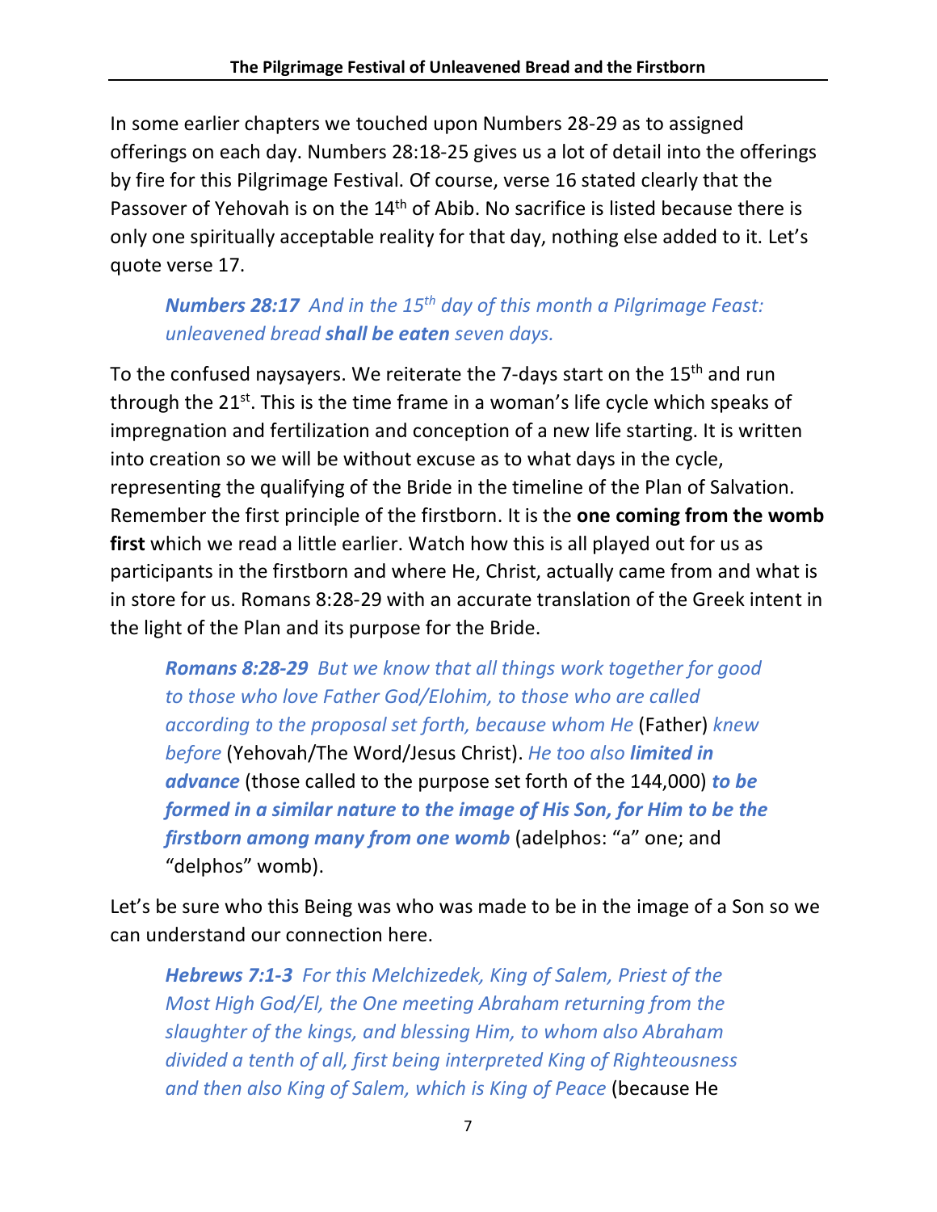In some earlier chapters we touched upon Numbers 28-29 as to assigned offerings on each day. Numbers 28:18-25 gives us a lot of detail into the offerings by fire for this Pilgrimage Festival. Of course, verse 16 stated clearly that the Passover of Yehovah is on the 14th of Abib. No sacrifice is listed because there is only one spiritually acceptable reality for that day, nothing else added to it. Let's quote verse 17.

> ***Numbers 28:17*** *And in the 15th day of this month a Pilgrimage Feast: unleavened bread* ***shall be eaten*** *seven days.*

To the confused naysayers. We reiterate the 7-days start on the 15th and run through the 21st. This is the time frame in a woman's life cycle which speaks of impregnation and fertilization and conception of a new life starting. It is written into creation so we will be without excuse as to what days in the cycle, representing the qualifying of the Bride in the timeline of the Plan of Salvation. Remember the first principle of the firstborn. It is the **one coming from the womb first** which we read a little earlier. Watch how this is all played out for us as participants in the firstborn and where He, Christ, actually came from and what is in store for us. Romans 8:28-29 with an accurate translation of the Greek intent in the light of the Plan and its purpose for the Bride.

> ***Romans 8:28-29*** *But we know that all things work together for good to those who love Father God/Elohim, to those who are called according to the proposal set forth, because whom He* (Father) *knew before* (Yehovah/The Word/Jesus Christ). *He too also* ***limited in advance*** (those called to the purpose set forth of the 144,000) ***to be formed in a similar nature to the image of His Son, for Him to be the firstborn among many from one womb*** (adelphos: "a" one; and "delphos" womb).

Let's be sure who this Being was who was made to be in the image of a Son so we can understand our connection here.

> ***Hebrews 7:1-3*** *For this Melchizedek, King of Salem, Priest of the Most High God/El, the One meeting Abraham returning from the slaughter of the kings, and blessing Him, to whom also Abraham divided a tenth of all, first being interpreted King of Righteousness and then also King of Salem, which is King of Peace* (because He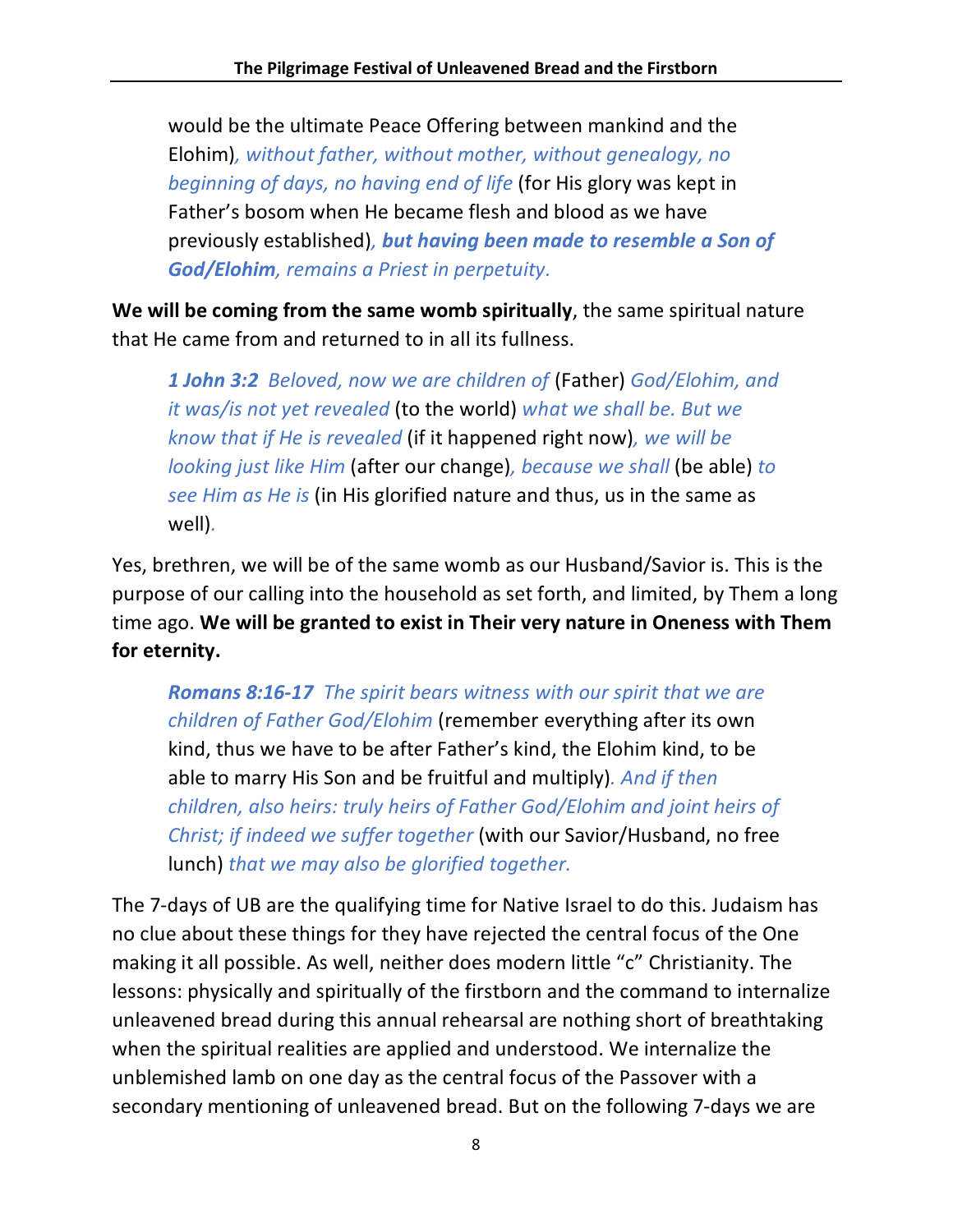> would be the ultimate Peace Offering between mankind and the Elohim)*, without father, without mother, without genealogy, no beginning of days, no having end of life* (for His glory was kept in Father's bosom when He became flesh and blood as we have previously established)*, **but having been made to resemble a Son of God/Elohim**, remains a Priest in perpetuity.*

**We will be coming from the same womb spiritually**, the same spiritual nature that He came from and returned to in all its fullness.

> ***1 John 3:2*** *Beloved, now we are children of* (Father) *God/Elohim, and it was/is not yet revealed* (to the world) *what we shall be. But we know that if He is revealed* (if it happened right now)*, we will be looking just like Him* (after our change)*, because we shall* (be able) *to see Him as He is* (in His glorified nature and thus, us in the same as well).

Yes, brethren, we will be of the same womb as our Husband/Savior is. This is the purpose of our calling into the household as set forth, and limited, by Them a long time ago. **We will be granted to exist in Their very nature in Oneness with Them for eternity.**

> ***Romans 8:16-17*** *The spirit bears witness with our spirit that we are children of Father God/Elohim* (remember everything after its own kind, thus we have to be after Father's kind, the Elohim kind, to be able to marry His Son and be fruitful and multiply)*. And if then children, also heirs: truly heirs of Father God/Elohim and joint heirs of Christ; if indeed we suffer together* (with our Savior/Husband, no free lunch) *that we may also be glorified together.*

The 7-days of UB are the qualifying time for Native Israel to do this. Judaism has no clue about these things for they have rejected the central focus of the One making it all possible. As well, neither does modern little "c" Christianity. The lessons: physically and spiritually of the firstborn and the command to internalize unleavened bread during this annual rehearsal are nothing short of breathtaking when the spiritual realities are applied and understood. We internalize the unblemished lamb on one day as the central focus of the Passover with a secondary mentioning of unleavened bread. But on the following 7-days we are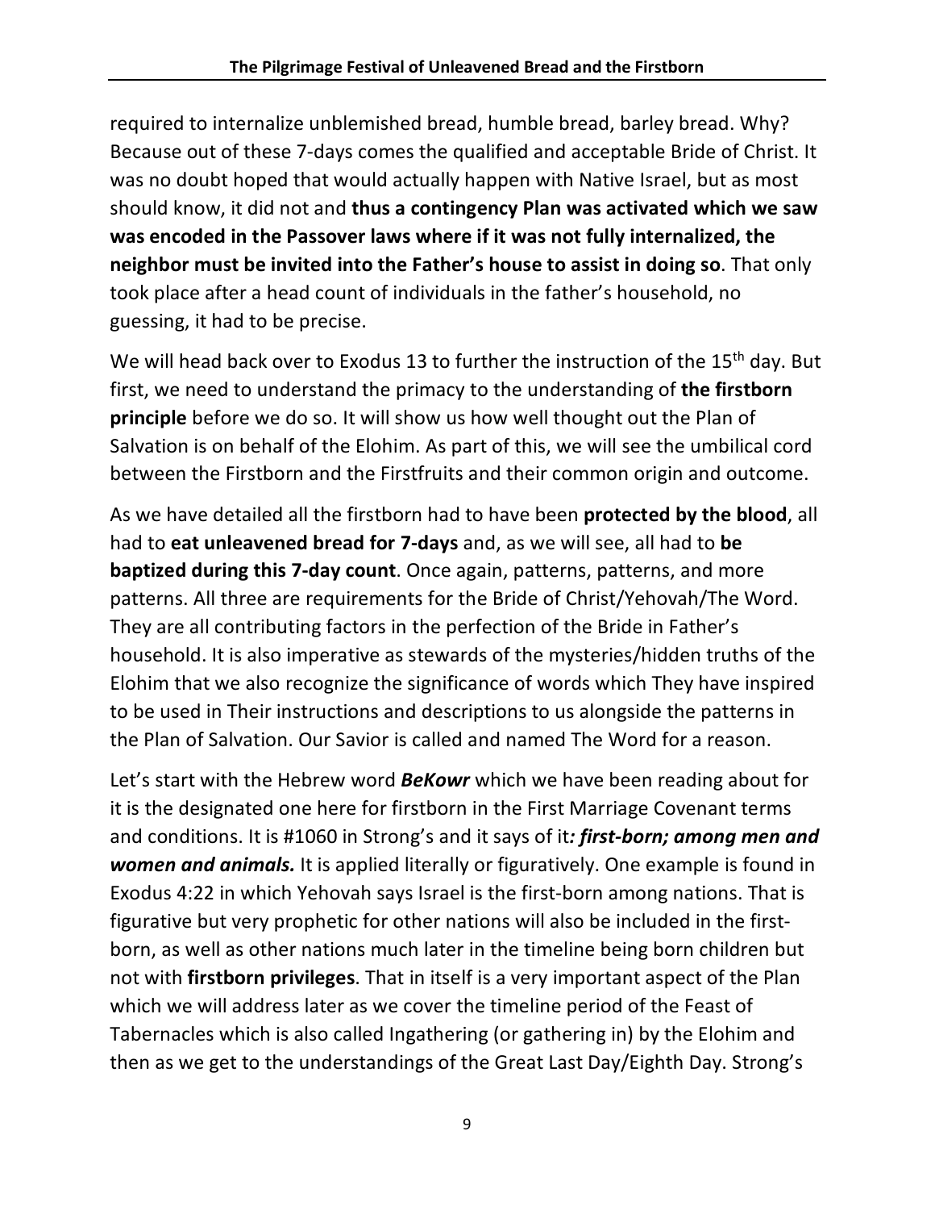required to internalize unblemished bread, humble bread, barley bread. Why? Because out of these 7-days comes the qualified and acceptable Bride of Christ. It was no doubt hoped that would actually happen with Native Israel, but as most should know, it did not and **thus a contingency Plan was activated which we saw was encoded in the Passover laws where if it was not fully internalized, the neighbor must be invited into the Father's house to assist in doing so**. That only took place after a head count of individuals in the father's household, no guessing, it had to be precise.

We will head back over to Exodus 13 to further the instruction of the 15th day. But first, we need to understand the primacy to the understanding of **the firstborn principle** before we do so. It will show us how well thought out the Plan of Salvation is on behalf of the Elohim. As part of this, we will see the umbilical cord between the Firstborn and the Firstfruits and their common origin and outcome.

As we have detailed all the firstborn had to have been **protected by the blood**, all had to **eat unleavened bread for 7-days** and, as we will see, all had to **be baptized during this 7-day count**. Once again, patterns, patterns, and more patterns. All three are requirements for the Bride of Christ/Yehovah/The Word. They are all contributing factors in the perfection of the Bride in Father's household. It is also imperative as stewards of the mysteries/hidden truths of the Elohim that we also recognize the significance of words which They have inspired to be used in Their instructions and descriptions to us alongside the patterns in the Plan of Salvation. Our Savior is called and named The Word for a reason.

Let's start with the Hebrew word ***BeKowr*** which we have been reading about for it is the designated one here for firstborn in the First Marriage Covenant terms and conditions. It is #1060 in Strong's and it says of it***: first-born; among men and women and animals.*** It is applied literally or figuratively. One example is found in Exodus 4:22 in which Yehovah says Israel is the first-born among nations. That is figurative but very prophetic for other nations will also be included in the first-born, as well as other nations much later in the timeline being born children but not with **firstborn privileges**. That in itself is a very important aspect of the Plan which we will address later as we cover the timeline period of the Feast of Tabernacles which is also called Ingathering (or gathering in) by the Elohim and then as we get to the understandings of the Great Last Day/Eighth Day. Strong's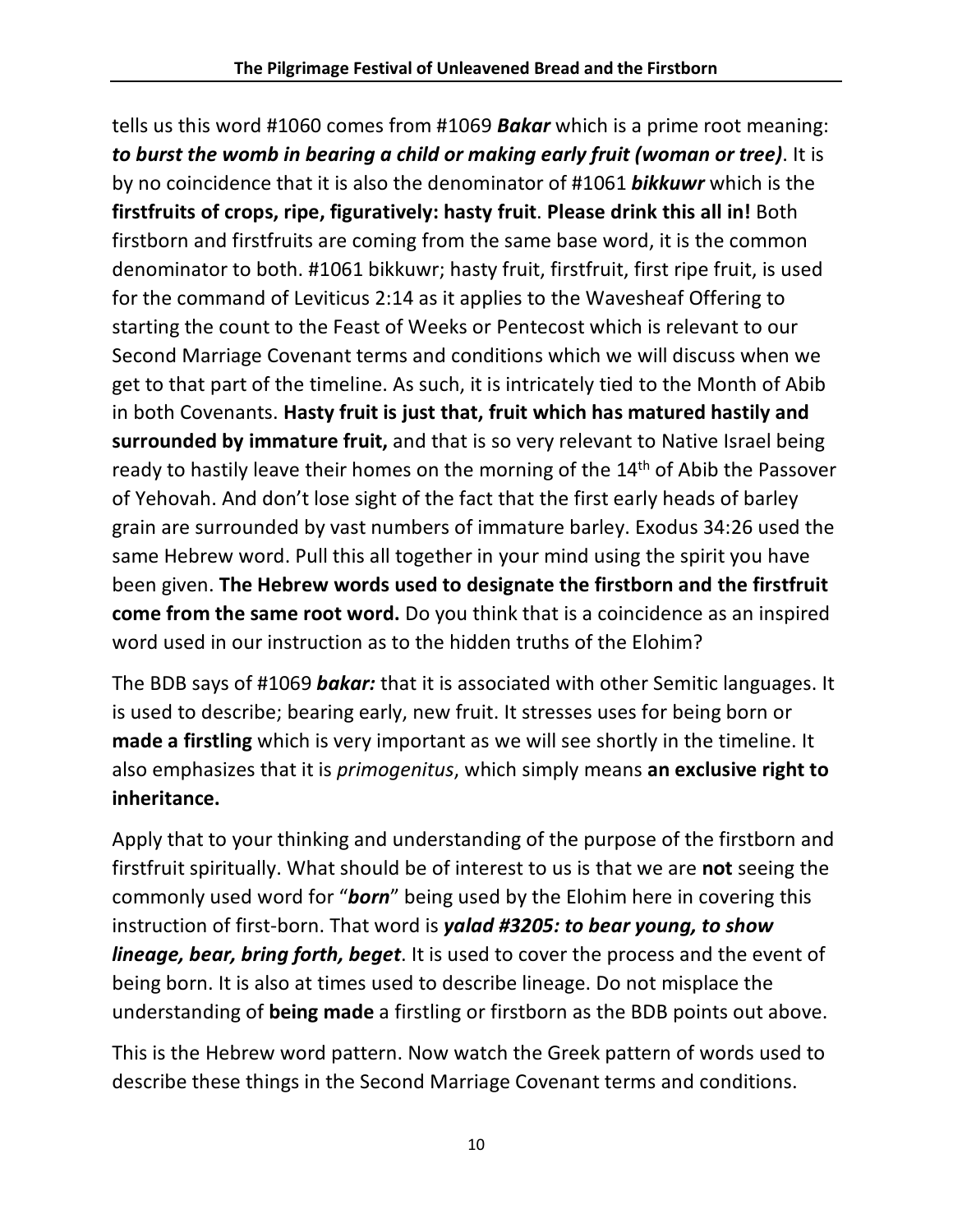tells us this word #1060 comes from #1069 ***Bakar*** which is a prime root meaning: ***to burst the womb in bearing a child or making early fruit (woman or tree)***. It is by no coincidence that it is also the denominator of #1061 ***bikkuwr*** which is the **firstfruits of crops, ripe, figuratively: hasty fruit**. **Please drink this all in!** Both firstborn and firstfruits are coming from the same base word, it is the common denominator to both. #1061 bikkuwr; hasty fruit, firstfruit, first ripe fruit, is used for the command of Leviticus 2:14 as it applies to the Wavesheaf Offering to starting the count to the Feast of Weeks or Pentecost which is relevant to our Second Marriage Covenant terms and conditions which we will discuss when we get to that part of the timeline. As such, it is intricately tied to the Month of Abib in both Covenants. **Hasty fruit is just that, fruit which has matured hastily and surrounded by immature fruit,** and that is so very relevant to Native Israel being ready to hastily leave their homes on the morning of the 14th of Abib the Passover of Yehovah. And don't lose sight of the fact that the first early heads of barley grain are surrounded by vast numbers of immature barley. Exodus 34:26 used the same Hebrew word. Pull this all together in your mind using the spirit you have been given. **The Hebrew words used to designate the firstborn and the firstfruit come from the same root word.** Do you think that is a coincidence as an inspired word used in our instruction as to the hidden truths of the Elohim?

The BDB says of #1069 ***bakar:*** that it is associated with other Semitic languages. It is used to describe; bearing early, new fruit. It stresses uses for being born or **made a firstling** which is very important as we will see shortly in the timeline. It also emphasizes that it is *primogenitus*, which simply means **an exclusive right to inheritance.**

Apply that to your thinking and understanding of the purpose of the firstborn and firstfruit spiritually. What should be of interest to us is that we are **not** seeing the commonly used word for "***born***" being used by the Elohim here in covering this instruction of first-born. That word is ***yalad #3205: to bear young, to show lineage, bear, bring forth, beget***. It is used to cover the process and the event of being born. It is also at times used to describe lineage. Do not misplace the understanding of **being made** a firstling or firstborn as the BDB points out above.

This is the Hebrew word pattern. Now watch the Greek pattern of words used to describe these things in the Second Marriage Covenant terms and conditions.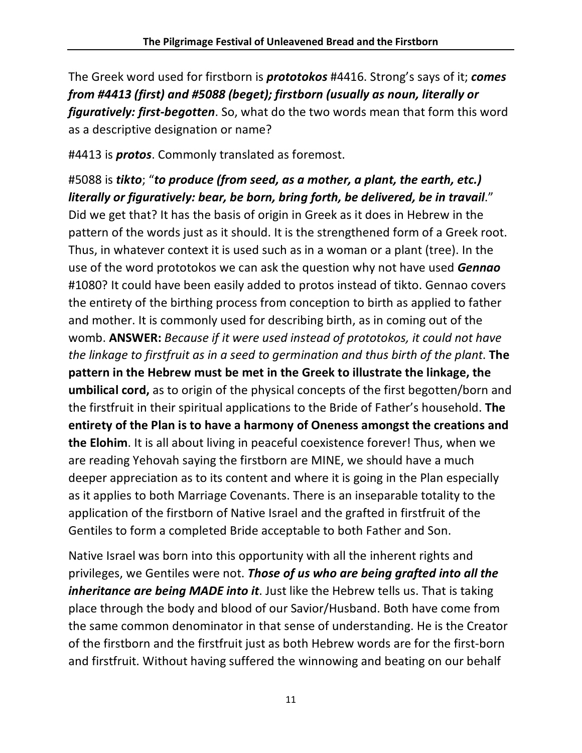The Greek word used for firstborn is ***prototokos*** #4416. Strong's says of it; ***comes from #4413 (first) and #5088 (beget); firstborn (usually as noun, literally or figuratively: first-begotten***. So, what do the two words mean that form this word as a descriptive designation or name?

#4413 is ***protos***. Commonly translated as foremost.

#5088 is ***tikto***; "***to produce (from seed, as a mother, a plant, the earth, etc.) literally or figuratively: bear, be born, bring forth, be delivered, be in travail***." Did we get that? It has the basis of origin in Greek as it does in Hebrew in the pattern of the words just as it should. It is the strengthened form of a Greek root. Thus, in whatever context it is used such as in a woman or a plant (tree). In the use of the word prototokos we can ask the question why not have used ***Gennao*** #1080? It could have been easily added to protos instead of tikto. Gennao covers the entirety of the birthing process from conception to birth as applied to father and mother. It is commonly used for describing birth, as in coming out of the womb. **ANSWER:** *Because if it were used instead of prototokos, it could not have the linkage to firstfruit as in a seed to germination and thus birth of the plant.* **The pattern in the Hebrew must be met in the Greek to illustrate the linkage, the umbilical cord,** as to origin of the physical concepts of the first begotten/born and the firstfruit in their spiritual applications to the Bride of Father's household. **The entirety of the Plan is to have a harmony of Oneness amongst the creations and the Elohim**. It is all about living in peaceful coexistence forever! Thus, when we are reading Yehovah saying the firstborn are MINE, we should have a much deeper appreciation as to its content and where it is going in the Plan especially as it applies to both Marriage Covenants. There is an inseparable totality to the application of the firstborn of Native Israel and the grafted in firstfruit of the Gentiles to form a completed Bride acceptable to both Father and Son.

Native Israel was born into this opportunity with all the inherent rights and privileges, we Gentiles were not. ***Those of us who are being grafted into all the inheritance are being MADE into it***. Just like the Hebrew tells us. That is taking place through the body and blood of our Savior/Husband. Both have come from the same common denominator in that sense of understanding. He is the Creator of the firstborn and the firstfruit just as both Hebrew words are for the first-born and firstfruit. Without having suffered the winnowing and beating on our behalf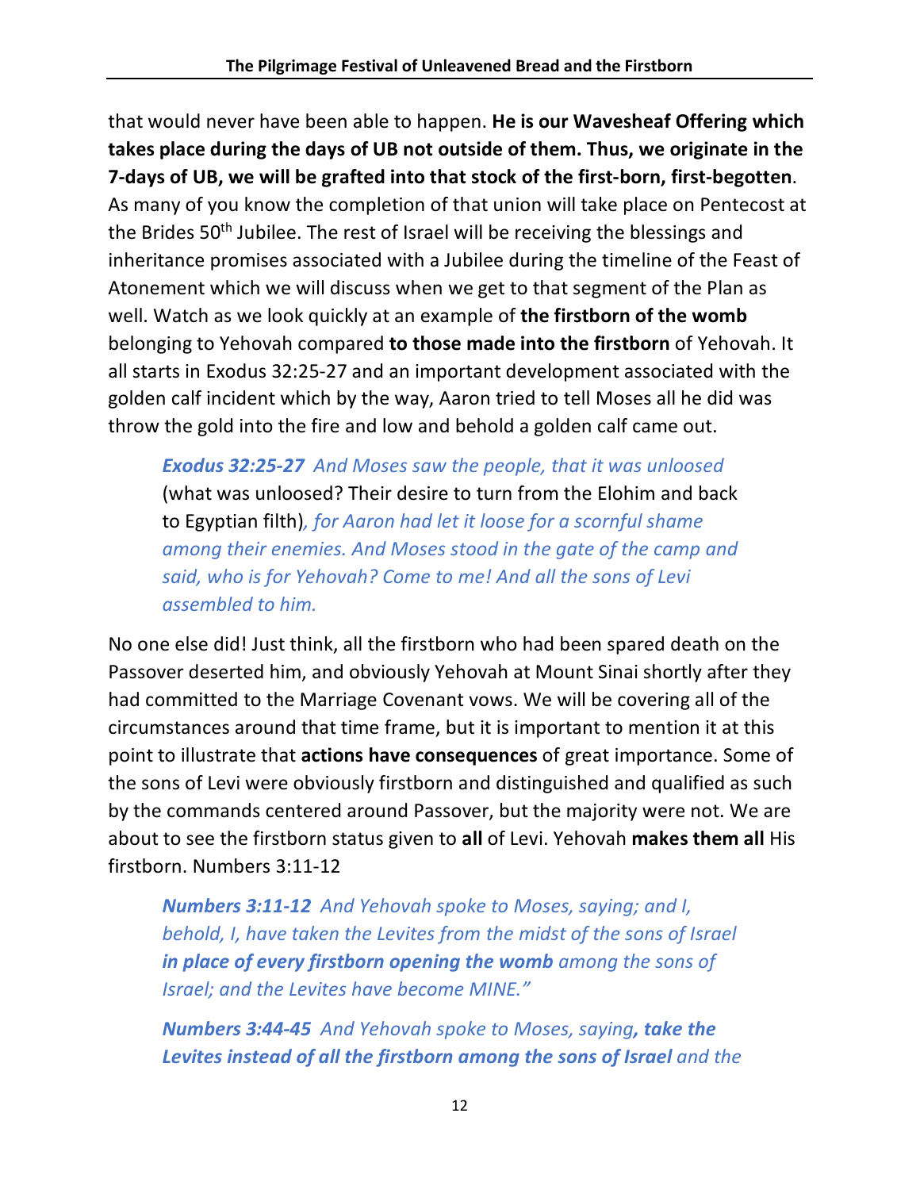that would never have been able to happen. **He is our Wavesheaf Offering which takes place during the days of UB not outside of them. Thus, we originate in the 7-days of UB, we will be grafted into that stock of the first-born, first-begotten**. As many of you know the completion of that union will take place on Pentecost at the Brides 50th Jubilee. The rest of Israel will be receiving the blessings and inheritance promises associated with a Jubilee during the timeline of the Feast of Atonement which we will discuss when we get to that segment of the Plan as well. Watch as we look quickly at an example of **the firstborn of the womb** belonging to Yehovah compared **to those made into the firstborn** of Yehovah. It all starts in Exodus 32:25-27 and an important development associated with the golden calf incident which by the way, Aaron tried to tell Moses all he did was throw the gold into the fire and low and behold a golden calf came out.

> ***Exodus 32:25-27*** *And Moses saw the people, that it was unloosed* (what was unloosed? Their desire to turn from the Elohim and back to Egyptian filth)*, for Aaron had let it loose for a scornful shame among their enemies. And Moses stood in the gate of the camp and said, who is for Yehovah? Come to me! And all the sons of Levi assembled to him.*

No one else did! Just think, all the firstborn who had been spared death on the Passover deserted him, and obviously Yehovah at Mount Sinai shortly after they had committed to the Marriage Covenant vows. We will be covering all of the circumstances around that time frame, but it is important to mention it at this point to illustrate that **actions have consequences** of great importance. Some of the sons of Levi were obviously firstborn and distinguished and qualified as such by the commands centered around Passover, but the majority were not. We are about to see the firstborn status given to **all** of Levi. Yehovah **makes them all** His firstborn. Numbers 3:11-12

> ***Numbers 3:11-12*** *And Yehovah spoke to Moses, saying; and I, behold, I, have taken the Levites from the midst of the sons of Israel* ***in place of every firstborn opening the womb*** *among the sons of Israel; and the Levites have become MINE."*

> ***Numbers 3:44-45*** *And Yehovah spoke to Moses, saying****, take the Levites instead of all the firstborn among the sons of Israel*** *and the*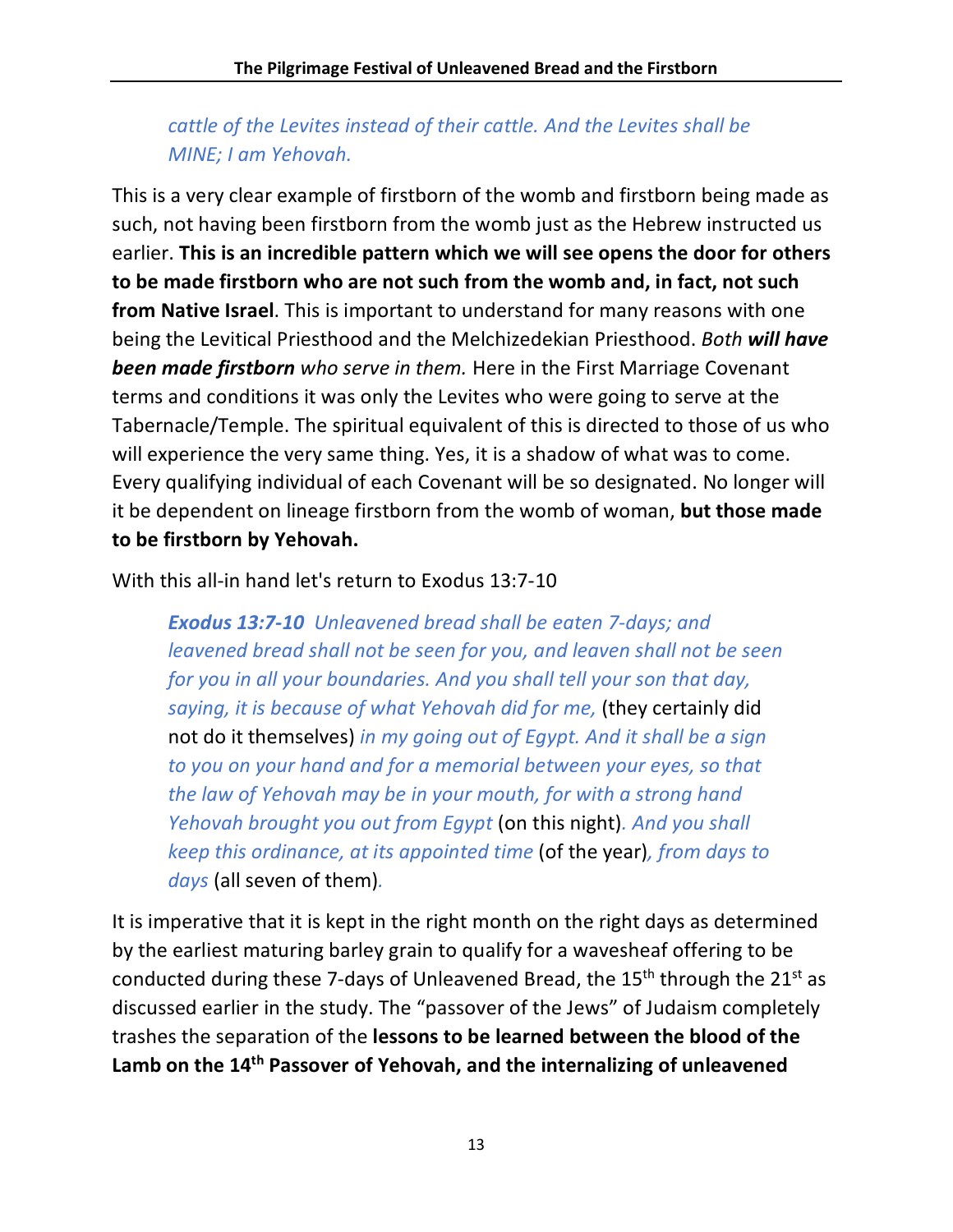*cattle of the Levites instead of their cattle. And the Levites shall be MINE; I am Yehovah.*

This is a very clear example of firstborn of the womb and firstborn being made as such, not having been firstborn from the womb just as the Hebrew instructed us earlier. **This is an incredible pattern which we will see opens the door for others to be made firstborn who are not such from the womb and, in fact, not such from Native Israel**. This is important to understand for many reasons with one being the Levitical Priesthood and the Melchizedekian Priesthood. *Both **will have been made firstborn** who serve in them.* Here in the First Marriage Covenant terms and conditions it was only the Levites who were going to serve at the Tabernacle/Temple. The spiritual equivalent of this is directed to those of us who will experience the very same thing. Yes, it is a shadow of what was to come. Every qualifying individual of each Covenant will be so designated. No longer will it be dependent on lineage firstborn from the womb of woman, **but those made to be firstborn by Yehovah.**

With this all-in hand let's return to Exodus 13:7-10

> ***Exodus 13:7-10*** *Unleavened bread shall be eaten 7-days; and leavened bread shall not be seen for you, and leaven shall not be seen for you in all your boundaries. And you shall tell your son that day, saying, it is because of what Yehovah did for me,* (they certainly did not do it themselves) *in my going out of Egypt. And it shall be a sign to you on your hand and for a memorial between your eyes, so that the law of Yehovah may be in your mouth, for with a strong hand Yehovah brought you out from Egypt* (on this night)*. And you shall keep this ordinance, at its appointed time* (of the year)*, from days to days* (all seven of them)*.*

It is imperative that it is kept in the right month on the right days as determined by the earliest maturing barley grain to qualify for a wavesheaf offering to be conducted during these 7-days of Unleavened Bread, the 15th through the 21st as discussed earlier in the study. The "passover of the Jews" of Judaism completely trashes the separation of the **lessons to be learned between the blood of the Lamb on the 14th Passover of Yehovah, and the internalizing of unleavened**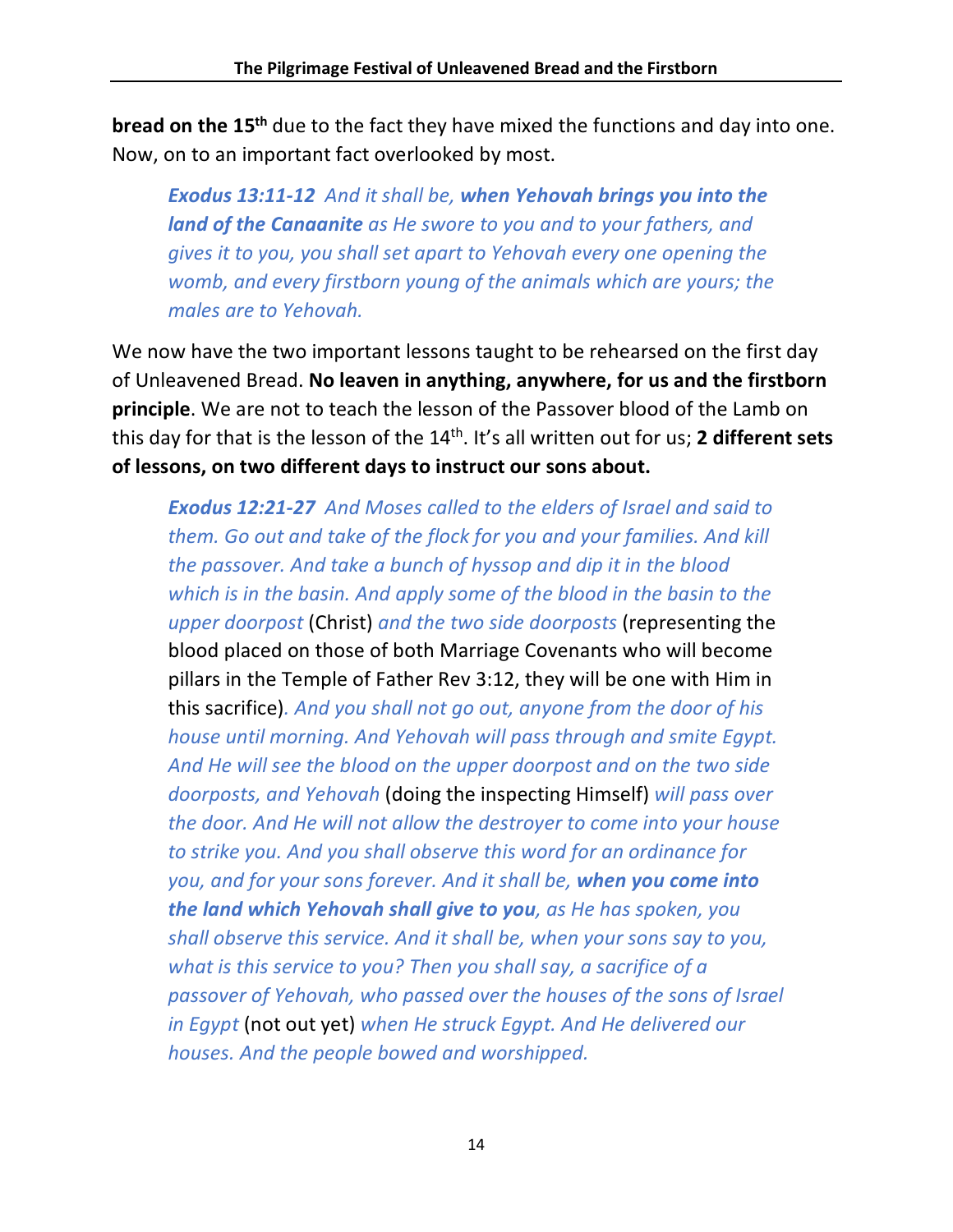**bread on the 15th** due to the fact they have mixed the functions and day into one. Now, on to an important fact overlooked by most.

> ***Exodus 13:11-12*** *And it shall be,* ***when Yehovah brings you into the land of the Canaanite*** *as He swore to you and to your fathers, and gives it to you, you shall set apart to Yehovah every one opening the womb, and every firstborn young of the animals which are yours; the males are to Yehovah.*

We now have the two important lessons taught to be rehearsed on the first day of Unleavened Bread. **No leaven in anything, anywhere, for us and the firstborn principle**. We are not to teach the lesson of the Passover blood of the Lamb on this day for that is the lesson of the 14th. It's all written out for us; **2 different sets of lessons, on two different days to instruct our sons about.**

> ***Exodus 12:21-27*** *And Moses called to the elders of Israel and said to them. Go out and take of the flock for you and your families. And kill the passover. And take a bunch of hyssop and dip it in the blood which is in the basin. And apply some of the blood in the basin to the upper doorpost* (Christ) *and the two side doorposts* (representing the blood placed on those of both Marriage Covenants who will become pillars in the Temple of Father Rev 3:12, they will be one with Him in this sacrifice)*. And you shall not go out, anyone from the door of his house until morning. And Yehovah will pass through and smite Egypt. And He will see the blood on the upper doorpost and on the two side doorposts, and Yehovah* (doing the inspecting Himself) *will pass over the door. And He will not allow the destroyer to come into your house to strike you. And you shall observe this word for an ordinance for you, and for your sons forever. And it shall be,* ***when you come into the land which Yehovah shall give to you****, as He has spoken, you shall observe this service. And it shall be, when your sons say to you, what is this service to you? Then you shall say, a sacrifice of a passover of Yehovah, who passed over the houses of the sons of Israel in Egypt* (not out yet) *when He struck Egypt. And He delivered our houses. And the people bowed and worshipped.*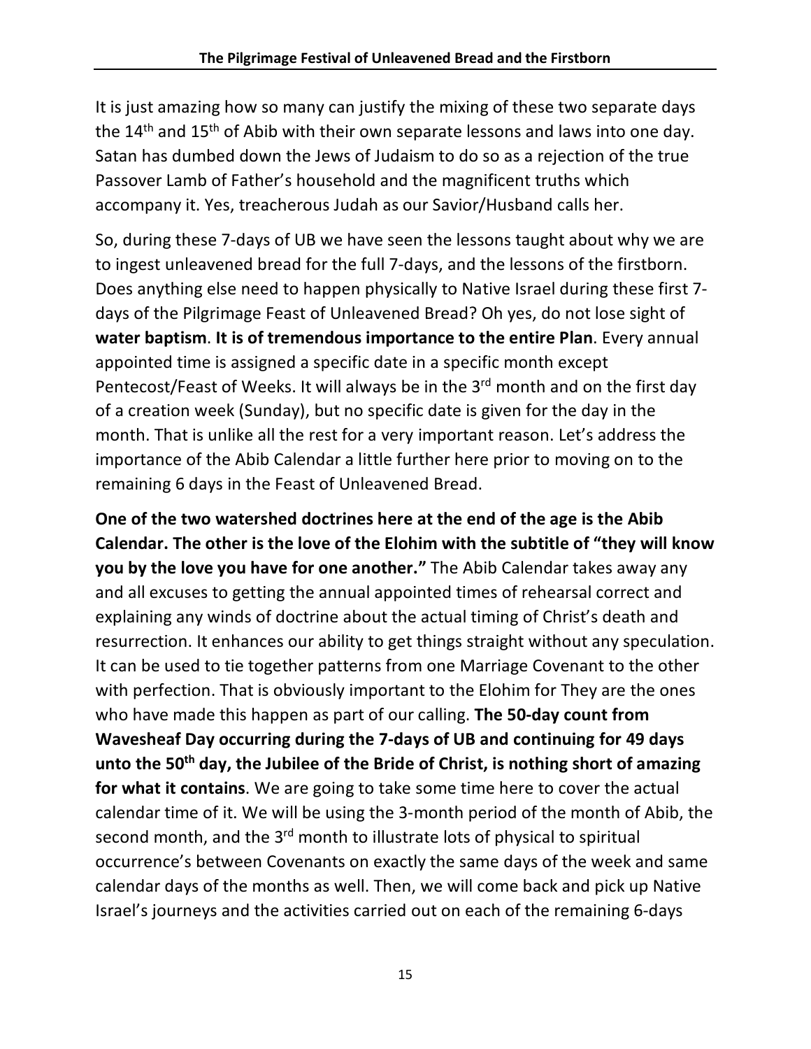It is just amazing how so many can justify the mixing of these two separate days the 14th and 15th of Abib with their own separate lessons and laws into one day. Satan has dumbed down the Jews of Judaism to do so as a rejection of the true Passover Lamb of Father's household and the magnificent truths which accompany it. Yes, treacherous Judah as our Savior/Husband calls her.

So, during these 7-days of UB we have seen the lessons taught about why we are to ingest unleavened bread for the full 7-days, and the lessons of the firstborn. Does anything else need to happen physically to Native Israel during these first 7-days of the Pilgrimage Feast of Unleavened Bread? Oh yes, do not lose sight of **water baptism**. **It is of tremendous importance to the entire Plan**. Every annual appointed time is assigned a specific date in a specific month except Pentecost/Feast of Weeks. It will always be in the 3rd month and on the first day of a creation week (Sunday), but no specific date is given for the day in the month. That is unlike all the rest for a very important reason. Let's address the importance of the Abib Calendar a little further here prior to moving on to the remaining 6 days in the Feast of Unleavened Bread.

**One of the two watershed doctrines here at the end of the age is the Abib Calendar. The other is the love of the Elohim with the subtitle of "they will know you by the love you have for one another."** The Abib Calendar takes away any and all excuses to getting the annual appointed times of rehearsal correct and explaining any winds of doctrine about the actual timing of Christ's death and resurrection. It enhances our ability to get things straight without any speculation. It can be used to tie together patterns from one Marriage Covenant to the other with perfection. That is obviously important to the Elohim for They are the ones who have made this happen as part of our calling. **The 50-day count from Wavesheaf Day occurring during the 7-days of UB and continuing for 49 days unto the 50th day, the Jubilee of the Bride of Christ, is nothing short of amazing for what it contains**. We are going to take some time here to cover the actual calendar time of it. We will be using the 3-month period of the month of Abib, the second month, and the 3rd month to illustrate lots of physical to spiritual occurrence's between Covenants on exactly the same days of the week and same calendar days of the months as well. Then, we will come back and pick up Native Israel's journeys and the activities carried out on each of the remaining 6-days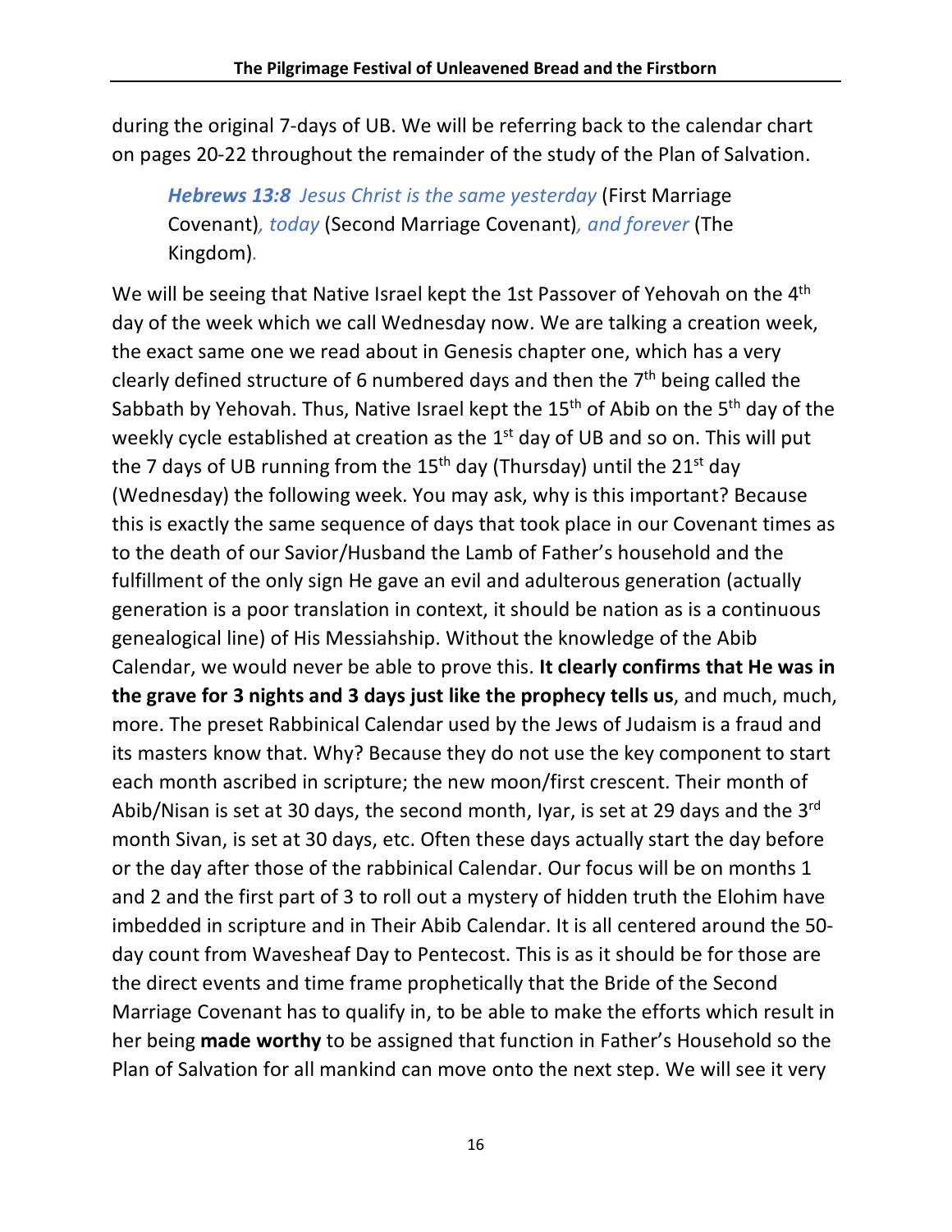during the original 7-days of UB. We will be referring back to the calendar chart on pages 20-22 throughout the remainder of the study of the Plan of Salvation.

> ***Hebrews 13:8*** *Jesus Christ is the same yesterday* (First Marriage Covenant)*, today* (Second Marriage Covenant)*, and forever* (The Kingdom)*.*

We will be seeing that Native Israel kept the 1st Passover of Yehovah on the 4th day of the week which we call Wednesday now. We are talking a creation week, the exact same one we read about in Genesis chapter one, which has a very clearly defined structure of 6 numbered days and then the 7th being called the Sabbath by Yehovah. Thus, Native Israel kept the 15th of Abib on the 5th day of the weekly cycle established at creation as the 1st day of UB and so on. This will put the 7 days of UB running from the 15th day (Thursday) until the 21st day (Wednesday) the following week. You may ask, why is this important? Because this is exactly the same sequence of days that took place in our Covenant times as to the death of our Savior/Husband the Lamb of Father's household and the fulfillment of the only sign He gave an evil and adulterous generation (actually generation is a poor translation in context, it should be nation as is a continuous genealogical line) of His Messiahship. Without the knowledge of the Abib Calendar, we would never be able to prove this. **It clearly confirms that He was in the grave for 3 nights and 3 days just like the prophecy tells us**, and much, much, more. The preset Rabbinical Calendar used by the Jews of Judaism is a fraud and its masters know that. Why? Because they do not use the key component to start each month ascribed in scripture; the new moon/first crescent. Their month of Abib/Nisan is set at 30 days, the second month, Iyar, is set at 29 days and the 3rd month Sivan, is set at 30 days, etc. Often these days actually start the day before or the day after those of the rabbinical Calendar. Our focus will be on months 1 and 2 and the first part of 3 to roll out a mystery of hidden truth the Elohim have imbedded in scripture and in Their Abib Calendar. It is all centered around the 50-day count from Wavesheaf Day to Pentecost. This is as it should be for those are the direct events and time frame prophetically that the Bride of the Second Marriage Covenant has to qualify in, to be able to make the efforts which result in her being **made worthy** to be assigned that function in Father's Household so the Plan of Salvation for all mankind can move onto the next step. We will see it very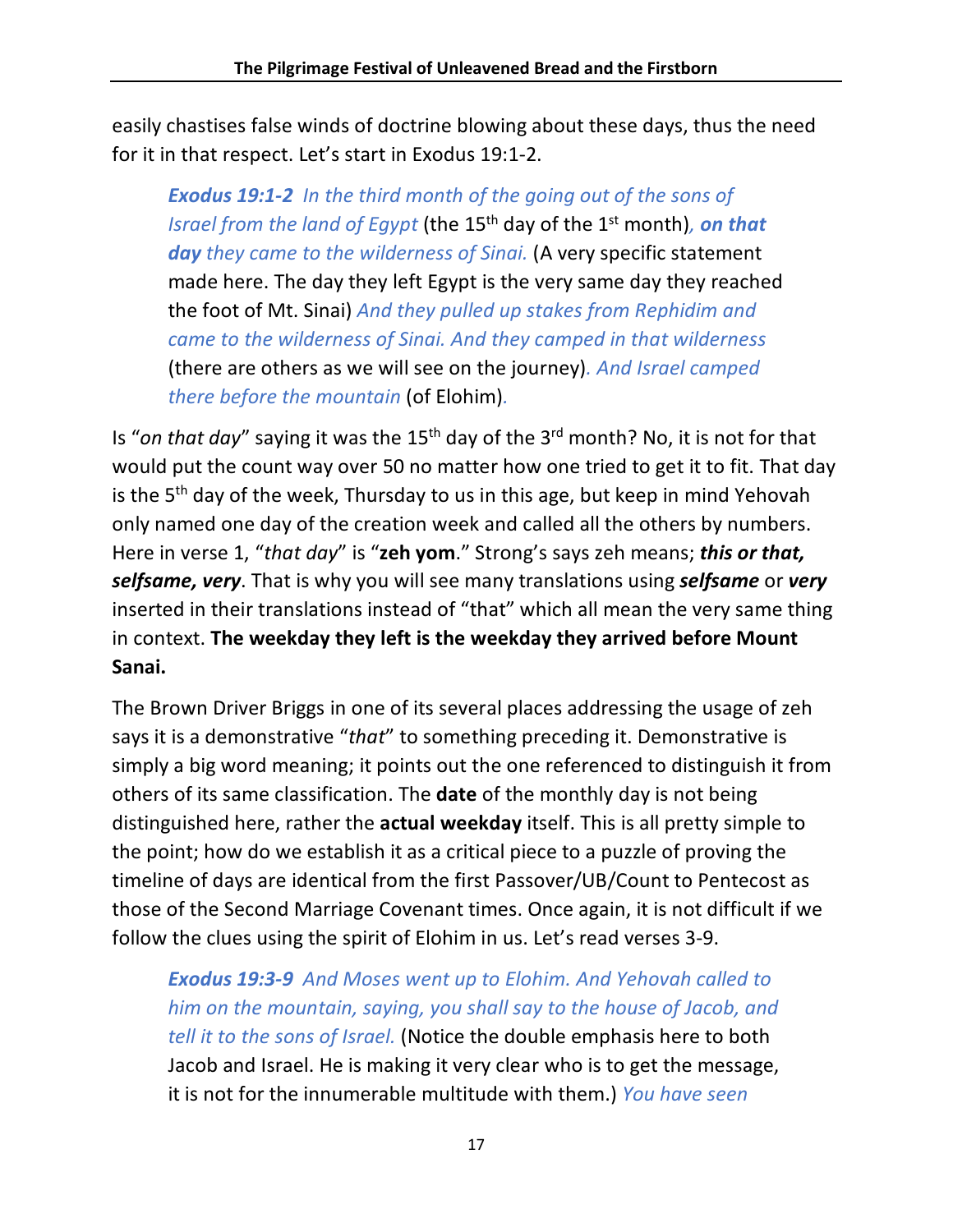easily chastises false winds of doctrine blowing about these days, thus the need for it in that respect. Let's start in Exodus 19:1-2.

> ***Exodus 19:1-2*** *In the third month of the going out of the sons of Israel from the land of Egypt* (the 15th day of the 1st month)*, **on that day** they came to the wilderness of Sinai.* (A very specific statement made here. The day they left Egypt is the very same day they reached the foot of Mt. Sinai) *And they pulled up stakes from Rephidim and came to the wilderness of Sinai. And they camped in that wilderness* (there are others as we will see on the journey)*. And Israel camped there before the mountain* (of Elohim)*.*

Is "*on that day*" saying it was the 15th day of the 3rd month? No, it is not for that would put the count way over 50 no matter how one tried to get it to fit. That day is the 5th day of the week, Thursday to us in this age, but keep in mind Yehovah only named one day of the creation week and called all the others by numbers. Here in verse 1, "*that day*" is "**zeh yom**." Strong's says zeh means; ***this or that, selfsame, very***. That is why you will see many translations using ***selfsame*** or ***very*** inserted in their translations instead of "that" which all mean the very same thing in context. **The weekday they left is the weekday they arrived before Mount Sanai.**

The Brown Driver Briggs in one of its several places addressing the usage of zeh says it is a demonstrative "*that*" to something preceding it. Demonstrative is simply a big word meaning; it points out the one referenced to distinguish it from others of its same classification. The **date** of the monthly day is not being distinguished here, rather the **actual weekday** itself. This is all pretty simple to the point; how do we establish it as a critical piece to a puzzle of proving the timeline of days are identical from the first Passover/UB/Count to Pentecost as those of the Second Marriage Covenant times. Once again, it is not difficult if we follow the clues using the spirit of Elohim in us. Let's read verses 3-9.

> ***Exodus 19:3-9*** *And Moses went up to Elohim. And Yehovah called to him on the mountain, saying, you shall say to the house of Jacob, and tell it to the sons of Israel.* (Notice the double emphasis here to both Jacob and Israel. He is making it very clear who is to get the message, it is not for the innumerable multitude with them.) *You have seen*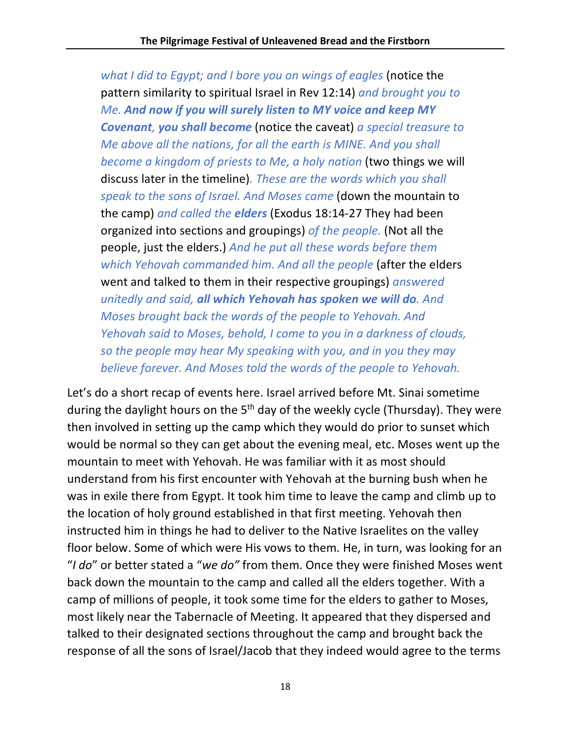*what I did to Egypt; and I bore you on wings of eagles* (notice the pattern similarity to spiritual Israel in Rev 12:14) *and brought you to Me.* ***And now if you will surely listen to MY voice and keep MY Covenant, you shall become*** (notice the caveat) *a special treasure to Me above all the nations, for all the earth is MINE. And you shall become a kingdom of priests to Me, a holy nation* (two things we will discuss later in the timeline)*. These are the words which you shall speak to the sons of Israel. And Moses came* (down the mountain to the camp) *and called the* ***elders*** (Exodus 18:14-27 They had been organized into sections and groupings) *of the people.* (Not all the people, just the elders.) *And he put all these words before them which Yehovah commanded him. And all the people* (after the elders went and talked to them in their respective groupings) *answered unitedly and said,* ***all which Yehovah has spoken we will do****. And Moses brought back the words of the people to Yehovah. And Yehovah said to Moses, behold, I come to you in a darkness of clouds, so the people may hear My speaking with you, and in you they may believe forever. And Moses told the words of the people to Yehovah.*

Let's do a short recap of events here. Israel arrived before Mt. Sinai sometime during the daylight hours on the 5th day of the weekly cycle (Thursday). They were then involved in setting up the camp which they would do prior to sunset which would be normal so they can get about the evening meal, etc. Moses went up the mountain to meet with Yehovah. He was familiar with it as most should understand from his first encounter with Yehovah at the burning bush when he was in exile there from Egypt. It took him time to leave the camp and climb up to the location of holy ground established in that first meeting. Yehovah then instructed him in things he had to deliver to the Native Israelites on the valley floor below. Some of which were His vows to them. He, in turn, was looking for an "*I do*" or better stated a "*we do"* from them. Once they were finished Moses went back down the mountain to the camp and called all the elders together. With a camp of millions of people, it took some time for the elders to gather to Moses, most likely near the Tabernacle of Meeting. It appeared that they dispersed and talked to their designated sections throughout the camp and brought back the response of all the sons of Israel/Jacob that they indeed would agree to the terms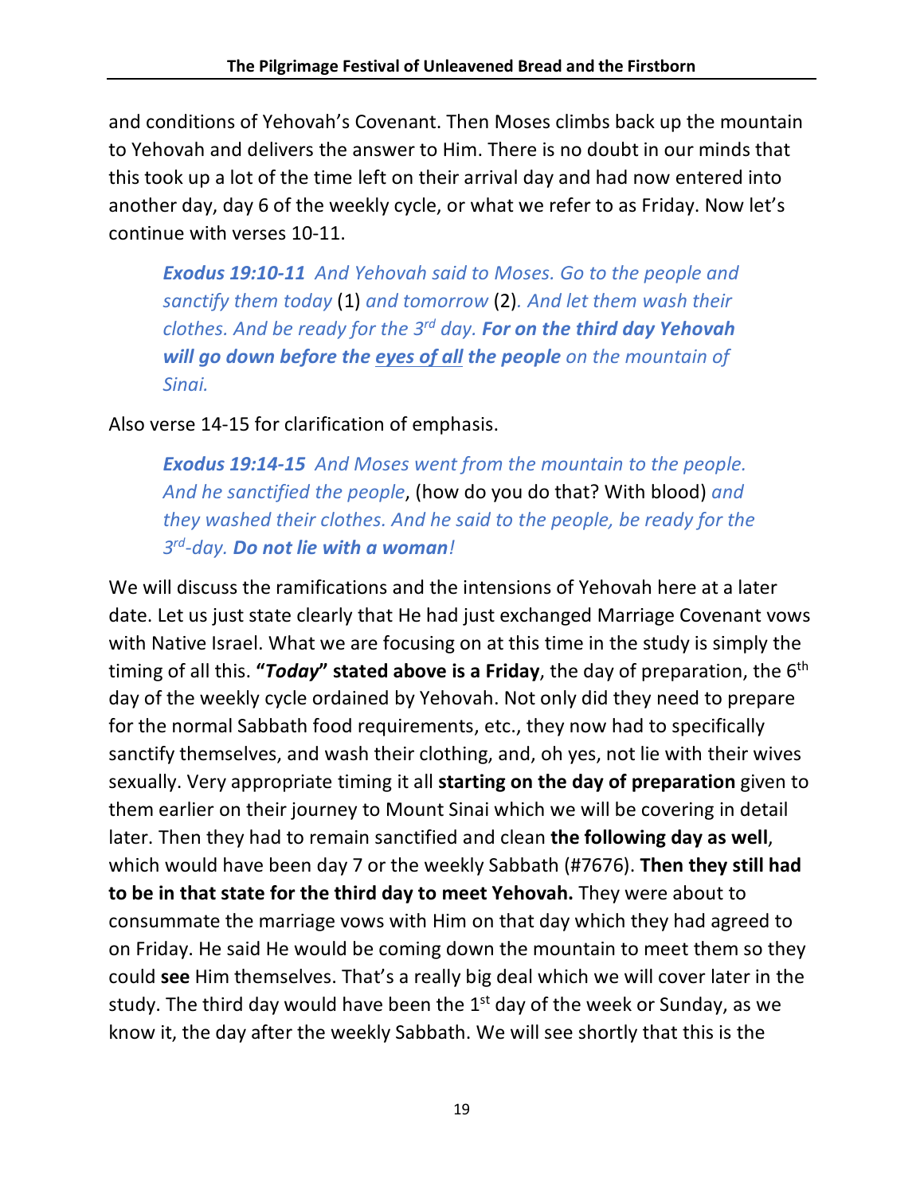and conditions of Yehovah's Covenant. Then Moses climbs back up the mountain to Yehovah and delivers the answer to Him. There is no doubt in our minds that this took up a lot of the time left on their arrival day and had now entered into another day, day 6 of the weekly cycle, or what we refer to as Friday. Now let's continue with verses 10-11.

> ***Exodus 19:10-11*** *And Yehovah said to Moses. Go to the people and sanctify them today* (1) *and tomorrow* (2)*. And let them wash their clothes. And be ready for the 3rd day.* ***For on the third day Yehovah will go down before the <u>eyes of all</u> the people*** *on the mountain of Sinai.*

Also verse 14-15 for clarification of emphasis.

> ***Exodus 19:14-15*** *And Moses went from the mountain to the people. And he sanctified the people*, (how do you do that? With blood) *and they washed their clothes. And he said to the people, be ready for the 3rd-day.* ***Do not lie with a woman****!*

We will discuss the ramifications and the intensions of Yehovah here at a later date. Let us just state clearly that He had just exchanged Marriage Covenant vows with Native Israel. What we are focusing on at this time in the study is simply the timing of all this. **"*Today*" stated above is a Friday**, the day of preparation, the 6th day of the weekly cycle ordained by Yehovah. Not only did they need to prepare for the normal Sabbath food requirements, etc., they now had to specifically sanctify themselves, and wash their clothing, and, oh yes, not lie with their wives sexually. Very appropriate timing it all **starting on the day of preparation** given to them earlier on their journey to Mount Sinai which we will be covering in detail later. Then they had to remain sanctified and clean **the following day as well**, which would have been day 7 or the weekly Sabbath (#7676). **Then they still had to be in that state for the third day to meet Yehovah.** They were about to consummate the marriage vows with Him on that day which they had agreed to on Friday. He said He would be coming down the mountain to meet them so they could **see** Him themselves. That's a really big deal which we will cover later in the study. The third day would have been the 1st day of the week or Sunday, as we know it, the day after the weekly Sabbath. We will see shortly that this is the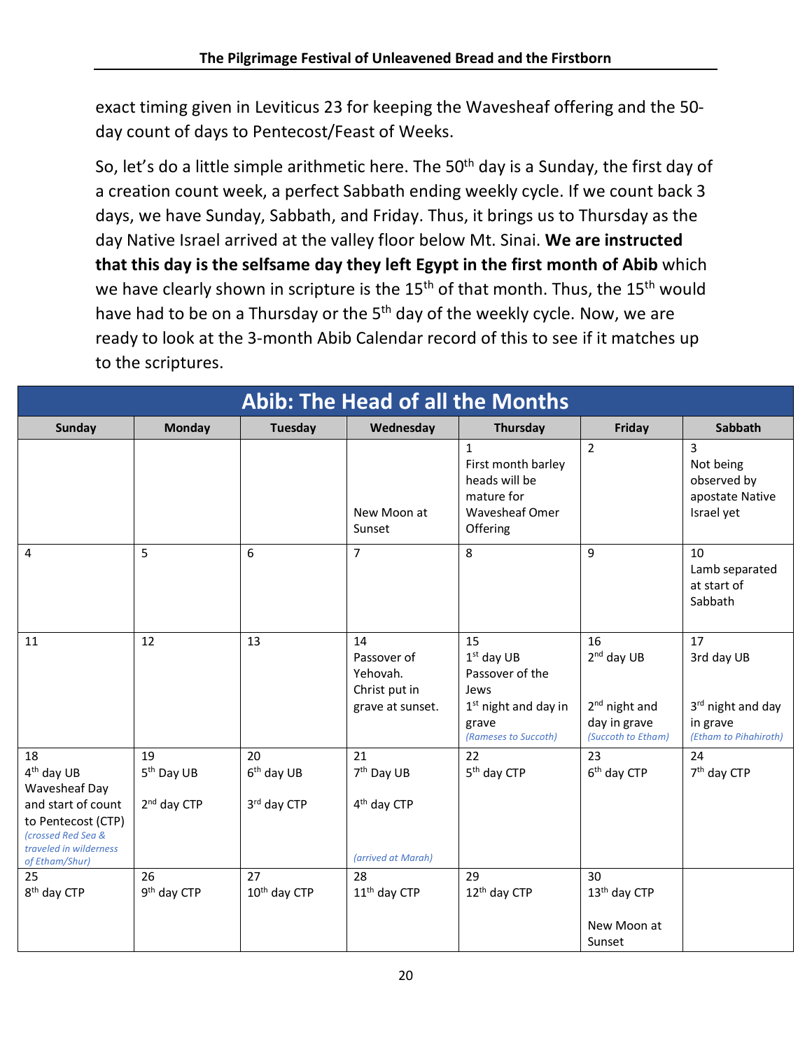exact timing given in Leviticus 23 for keeping the Wavesheaf offering and the 50-day count of days to Pentecost/Feast of Weeks.

So, let's do a little simple arithmetic here. The 50th day is a Sunday, the first day of a creation count week, a perfect Sabbath ending weekly cycle. If we count back 3 days, we have Sunday, Sabbath, and Friday. Thus, it brings us to Thursday as the day Native Israel arrived at the valley floor below Mt. Sinai. **We are instructed that this day is the selfsame day they left Egypt in the first month of Abib** which we have clearly shown in scripture is the 15th of that month. Thus, the 15th would have had to be on a Thursday or the 5th day of the weekly cycle. Now, we are ready to look at the 3-month Abib Calendar record of this to see if it matches up to the scriptures.

| Abib: The Head of all the Months | | | | | | |
|---|---|---|---|---|---|---|
| **Sunday** | **Monday** | **Tuesday** | **Wednesday** | **Thursday** | **Friday** | **Sabbath** |
| | | | New Moon at Sunset | 1 First month barley heads will be mature for Wavesheaf Omer Offering | 2 | 3 Not being observed by apostate Native Israel yet |
| 4 | 5 | 6 | 7 | 8 | 9 | 10 Lamb separated at start of Sabbath |
| 11 | 12 | 13 | 14 Passover of Yehovah. Christ put in grave at sunset. | 15 1st day UB Passover of the Jews 1st night and day in grave *(Rameses to Succoth)* | 16 2nd day UB 2nd night and day in grave *(Succoth to Etham)* | 17 3rd day UB 3rd night and day in grave *(Etham to Pihahiroth)* |
| 18 4th day UB Wavesheaf Day and start of count to Pentecost (CTP) *(crossed Red Sea & traveled in wilderness of Etham/Shur)* | 19 5th Day UB 2nd day CTP | 20 6th day UB 3rd day CTP | 21 7th Day UB 4th day CTP *(arrived at Marah)* | 22 5th day CTP | 23 6th day CTP | 24 7th day CTP |
| 25 8th day CTP | 26 9th day CTP | 27 10th day CTP | 28 11th day CTP | 29 12th day CTP | 30 13th day CTP New Moon at Sunset | |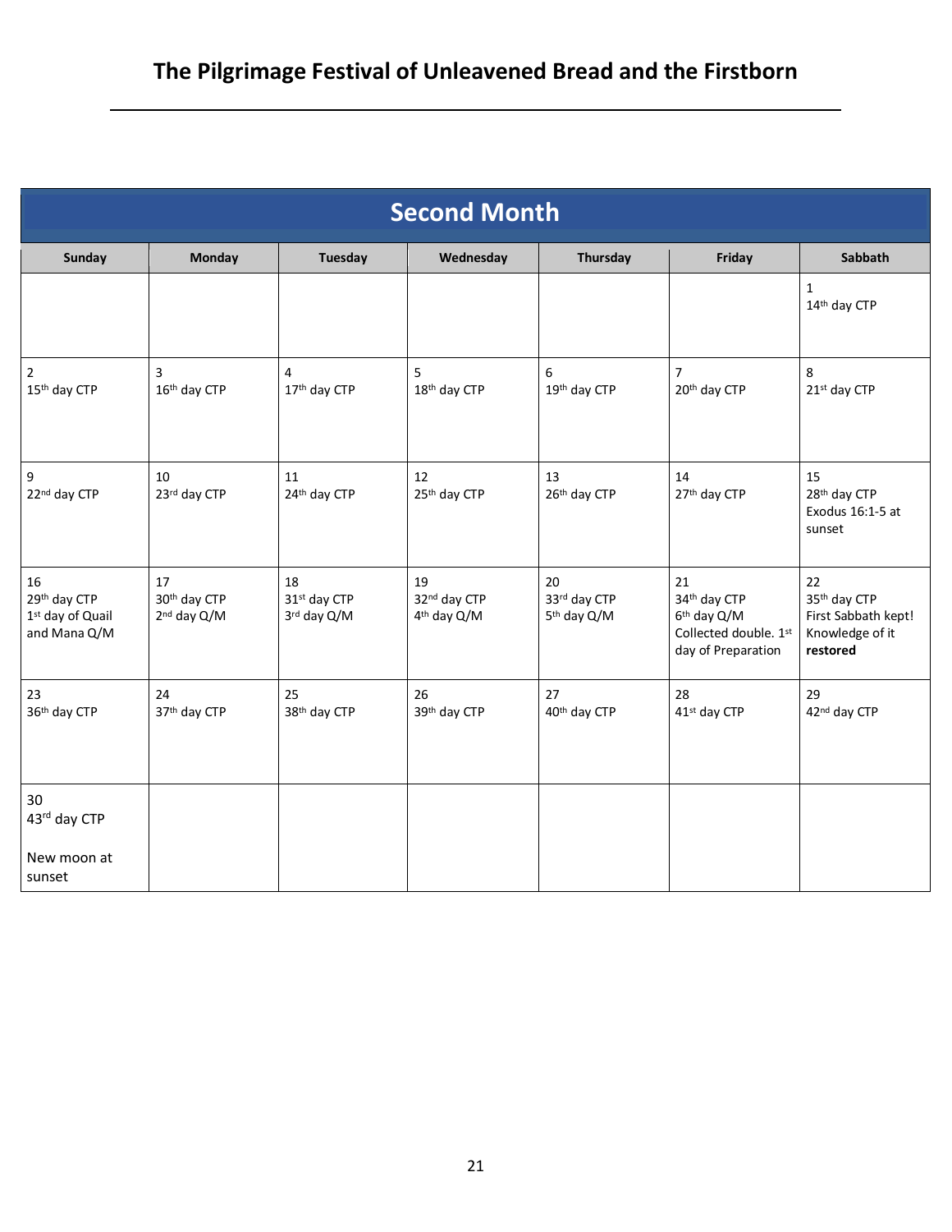# The Pilgrimage Festival of Unleavened Bread and the Firstborn

| Second Month | | | | | | |
|---|---|---|---|---|---|---|
| **Sunday** | **Monday** | **Tuesday** | **Wednesday** | **Thursday** | **Friday** | **Sabbath** |
| | | | | | | 1<br>14th day CTP |
| 2<br>15th day CTP | 3<br>16th day CTP | 4<br>17th day CTP | 5<br>18th day CTP | 6<br>19th day CTP | 7<br>20th day CTP | 8<br>21st day CTP |
| 9<br>22nd day CTP | 10<br>23rd day CTP | 11<br>24th day CTP | 12<br>25th day CTP | 13<br>26th day CTP | 14<br>27th day CTP | 15<br>28th day CTP<br>Exodus 16:1-5 at sunset |
| 16<br>29th day CTP<br>1st day of Quail and Mana Q/M | 17<br>30th day CTP<br>2nd day Q/M | 18<br>31st day CTP<br>3rd day Q/M | 19<br>32nd day CTP<br>4th day Q/M | 20<br>33rd day CTP<br>5th day Q/M | 21<br>34th day CTP<br>6th day Q/M<br>Collected double. 1st day of Preparation | 22<br>35th day CTP<br>First Sabbath kept! Knowledge of it **restored** |
| 23<br>36th day CTP | 24<br>37th day CTP | 25<br>38th day CTP | 26<br>39th day CTP | 27<br>40th day CTP | 28<br>41st day CTP | 29<br>42nd day CTP |
| 30<br>43rd day CTP<br><br>New moon at sunset | | | | | | |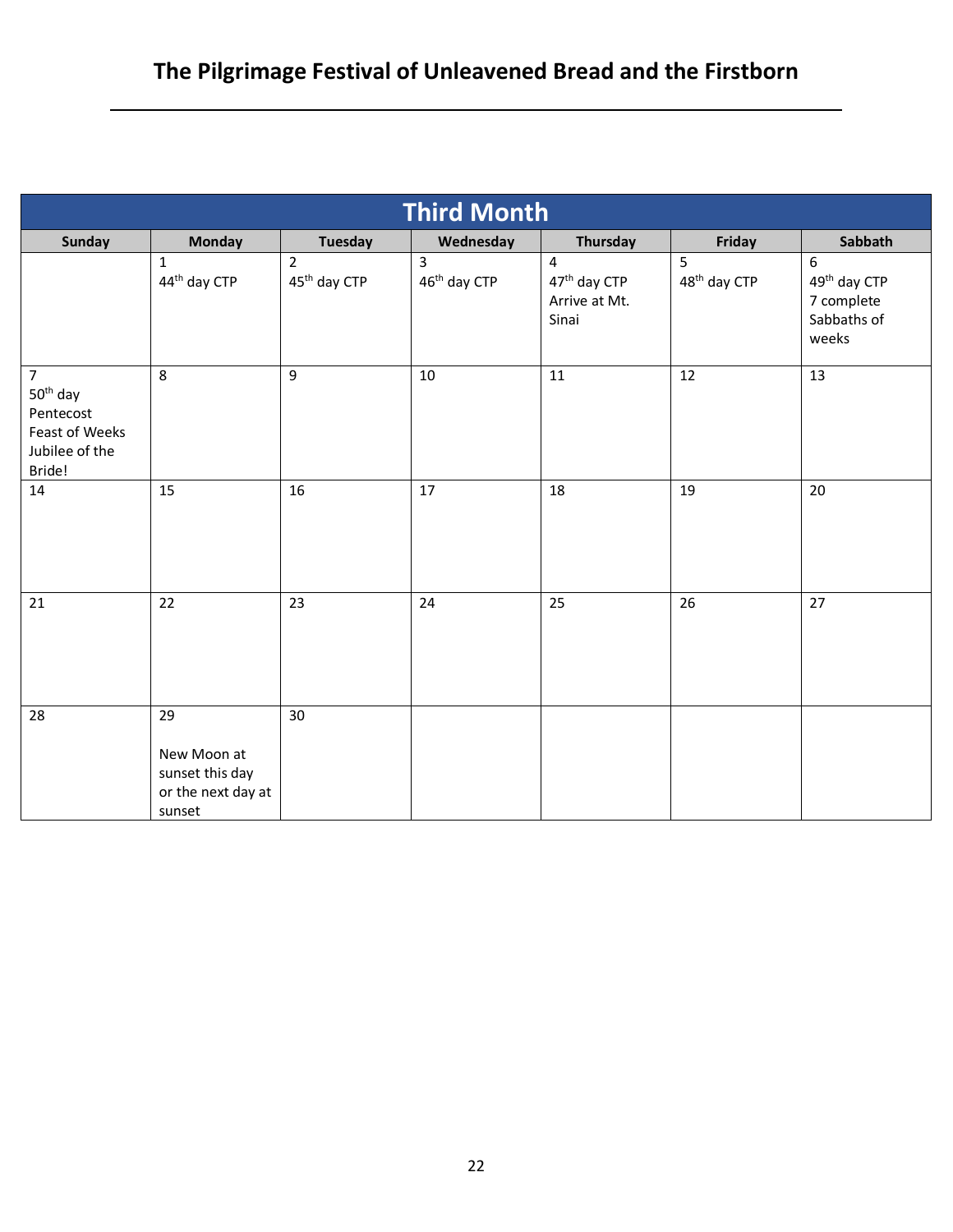# The Pilgrimage Festival of Unleavened Bread and the Firstborn

| Third Month | | | | | | |
|---|---|---|---|---|---|---|
| **Sunday** | **Monday** | **Tuesday** | **Wednesday** | **Thursday** | **Friday** | **Sabbath** |
| | 1<br>44th day CTP | 2<br>45th day CTP | 3<br>46th day CTP | 4<br>47th day CTP<br>Arrive at Mt. Sinai | 5<br>48th day CTP | 6<br>49th day CTP<br>7 complete Sabbaths of weeks |
| 7<br>50th day<br>Pentecost<br>Feast of Weeks<br>Jubilee of the Bride! | 8 | 9 | 10 | 11 | 12 | 13 |
| 14 | 15 | 16 | 17 | 18 | 19 | 20 |
| 21 | 22 | 23 | 24 | 25 | 26 | 27 |
| 28 | 29<br><br>New Moon at sunset this day or the next day at sunset | 30 | | | | |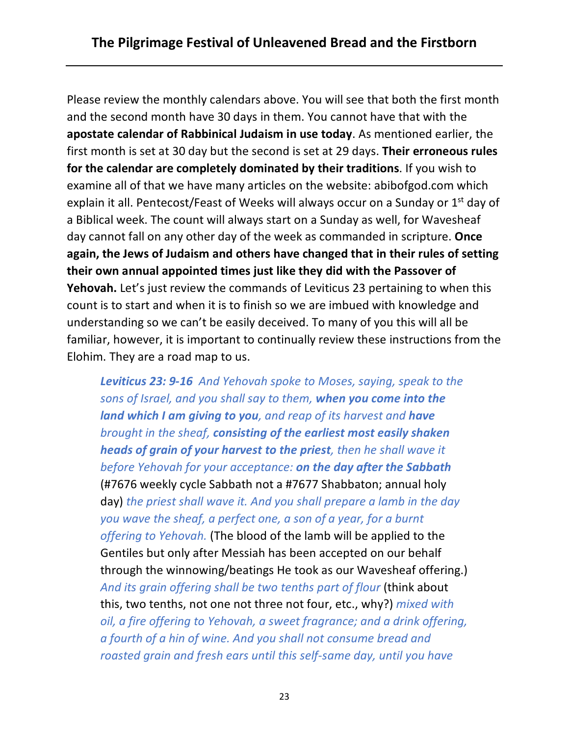Please review the monthly calendars above. You will see that both the first month and the second month have 30 days in them. You cannot have that with the **apostate calendar of Rabbinical Judaism in use today**. As mentioned earlier, the first month is set at 30 day but the second is set at 29 days. **Their erroneous rules for the calendar are completely dominated by their traditions**. If you wish to examine all of that we have many articles on the website: abibofgod.com which explain it all. Pentecost/Feast of Weeks will always occur on a Sunday or 1st day of a Biblical week. The count will always start on a Sunday as well, for Wavesheaf day cannot fall on any other day of the week as commanded in scripture. **Once again, the Jews of Judaism and others have changed that in their rules of setting their own annual appointed times just like they did with the Passover of Yehovah.** Let's just review the commands of Leviticus 23 pertaining to when this count is to start and when it is to finish so we are imbued with knowledge and understanding so we can't be easily deceived. To many of you this will all be familiar, however, it is important to continually review these instructions from the Elohim. They are a road map to us.

> ***Leviticus 23: 9-16*** *And Yehovah spoke to Moses, saying, speak to the sons of Israel, and you shall say to them,* ***when you come into the land which I am giving to you****, and reap of its harvest and* ***have brought in the sheaf, consisting of the earliest most easily shaken heads of grain of your harvest to the priest****, then he shall wave it before Yehovah for your acceptance:* ***on the day after the Sabbath*** (#7676 weekly cycle Sabbath not a #7677 Shabbaton; annual holy day) *the priest shall wave it. And you shall prepare a lamb in the day you wave the sheaf, a perfect one, a son of a year, for a burnt offering to Yehovah.* (The blood of the lamb will be applied to the Gentiles but only after Messiah has been accepted on our behalf through the winnowing/beatings He took as our Wavesheaf offering.) *And its grain offering shall be two tenths part of flour* (think about this, two tenths, not one not three not four, etc., why?) *mixed with oil, a fire offering to Yehovah, a sweet fragrance; and a drink offering, a fourth of a hin of wine. And you shall not consume bread and roasted grain and fresh ears until this self-same day, until you have*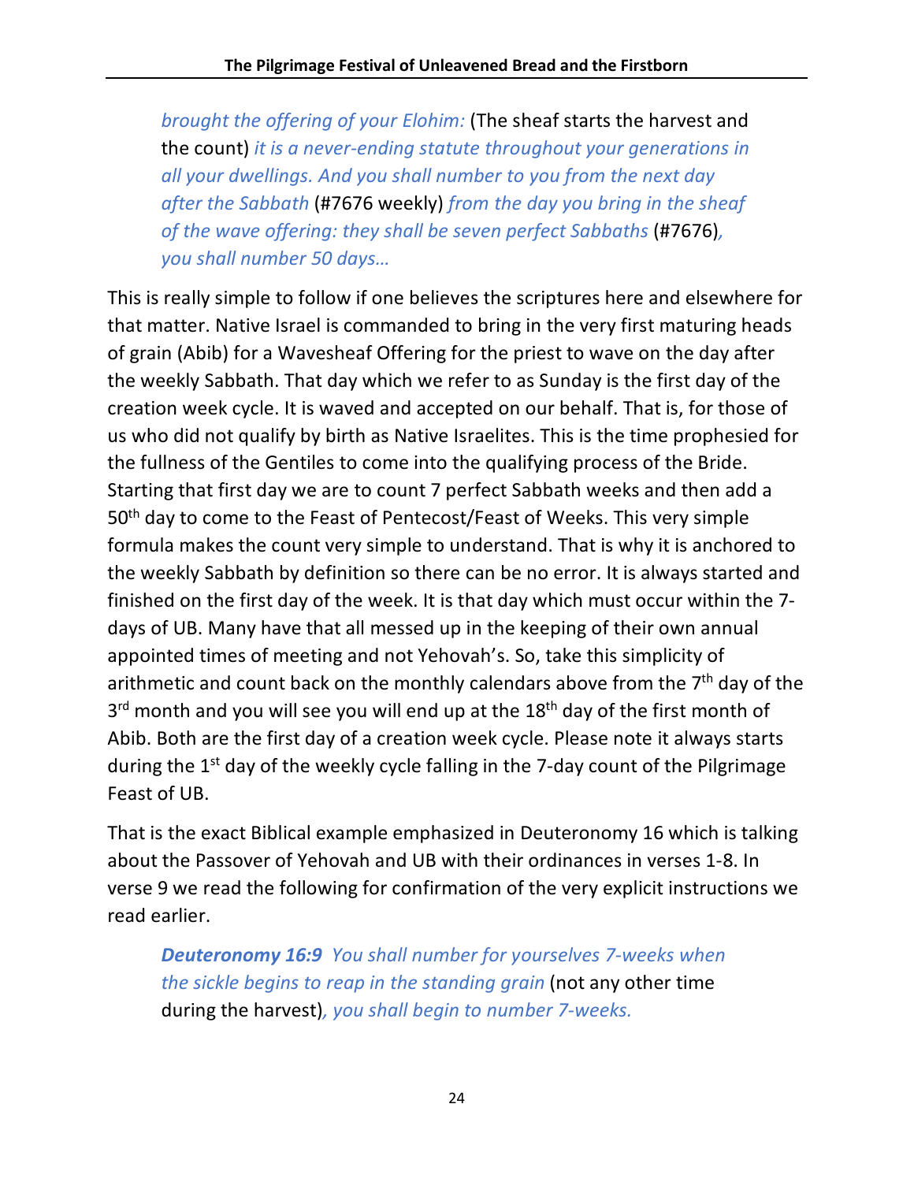> *brought the offering of your Elohim:* (The sheaf starts the harvest and the count) *it is a never-ending statute throughout your generations in all your dwellings. And you shall number to you from the next day after the Sabbath* (#7676 weekly) *from the day you bring in the sheaf of the wave offering: they shall be seven perfect Sabbaths* (#7676)*, you shall number 50 days…*

This is really simple to follow if one believes the scriptures here and elsewhere for that matter. Native Israel is commanded to bring in the very first maturing heads of grain (Abib) for a Wavesheaf Offering for the priest to wave on the day after the weekly Sabbath. That day which we refer to as Sunday is the first day of the creation week cycle. It is waved and accepted on our behalf. That is, for those of us who did not qualify by birth as Native Israelites. This is the time prophesied for the fullness of the Gentiles to come into the qualifying process of the Bride. Starting that first day we are to count 7 perfect Sabbath weeks and then add a 50th day to come to the Feast of Pentecost/Feast of Weeks. This very simple formula makes the count very simple to understand. That is why it is anchored to the weekly Sabbath by definition so there can be no error. It is always started and finished on the first day of the week. It is that day which must occur within the 7-days of UB. Many have that all messed up in the keeping of their own annual appointed times of meeting and not Yehovah's. So, take this simplicity of arithmetic and count back on the monthly calendars above from the 7th day of the 3rd month and you will see you will end up at the 18th day of the first month of Abib. Both are the first day of a creation week cycle. Please note it always starts during the 1st day of the weekly cycle falling in the 7-day count of the Pilgrimage Feast of UB.

That is the exact Biblical example emphasized in Deuteronomy 16 which is talking about the Passover of Yehovah and UB with their ordinances in verses 1-8. In verse 9 we read the following for confirmation of the very explicit instructions we read earlier.

> ***Deuteronomy 16:9*** *You shall number for yourselves 7-weeks when the sickle begins to reap in the standing grain* (not any other time during the harvest)*, you shall begin to number 7-weeks.*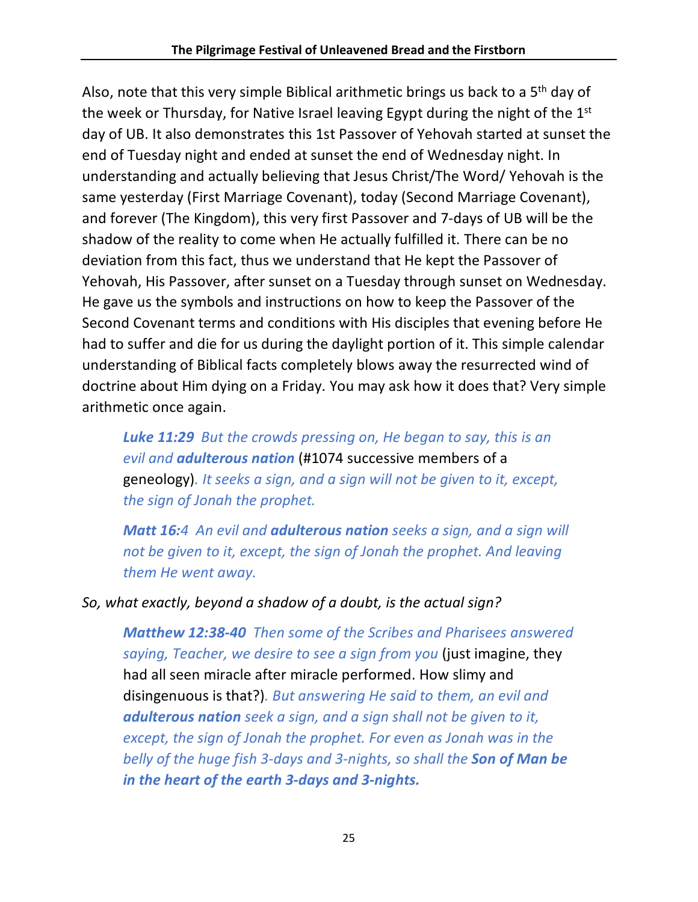Also, note that this very simple Biblical arithmetic brings us back to a 5th day of the week or Thursday, for Native Israel leaving Egypt during the night of the 1st day of UB. It also demonstrates this 1st Passover of Yehovah started at sunset the end of Tuesday night and ended at sunset the end of Wednesday night. In understanding and actually believing that Jesus Christ/The Word/ Yehovah is the same yesterday (First Marriage Covenant), today (Second Marriage Covenant), and forever (The Kingdom), this very first Passover and 7-days of UB will be the shadow of the reality to come when He actually fulfilled it. There can be no deviation from this fact, thus we understand that He kept the Passover of Yehovah, His Passover, after sunset on a Tuesday through sunset on Wednesday. He gave us the symbols and instructions on how to keep the Passover of the Second Covenant terms and conditions with His disciples that evening before He had to suffer and die for us during the daylight portion of it. This simple calendar understanding of Biblical facts completely blows away the resurrected wind of doctrine about Him dying on a Friday. You may ask how it does that? Very simple arithmetic once again.

> ***Luke 11:29*** *But the crowds pressing on, He began to say, this is an evil and* ***adulterous nation*** (#1074 successive members of a geneology)*. It seeks a sign, and a sign will not be given to it, except, the sign of Jonah the prophet.*
>
> ***Matt 16:****4 An evil and* ***adulterous nation*** *seeks a sign, and a sign will not be given to it, except, the sign of Jonah the prophet. And leaving them He went away.*

*So, what exactly, beyond a shadow of a doubt, is the actual sign?*

> ***Matthew 12:38-40*** *Then some of the Scribes and Pharisees answered saying, Teacher, we desire to see a sign from you* (just imagine, they had all seen miracle after miracle performed. How slimy and disingenuous is that?)*. But answering He said to them, an evil and* ***adulterous nation*** *seek a sign, and a sign shall not be given to it, except, the sign of Jonah the prophet. For even as Jonah was in the belly of the huge fish 3-days and 3-nights, so shall the* ***Son of Man be in the heart of the earth 3-days and 3-nights.***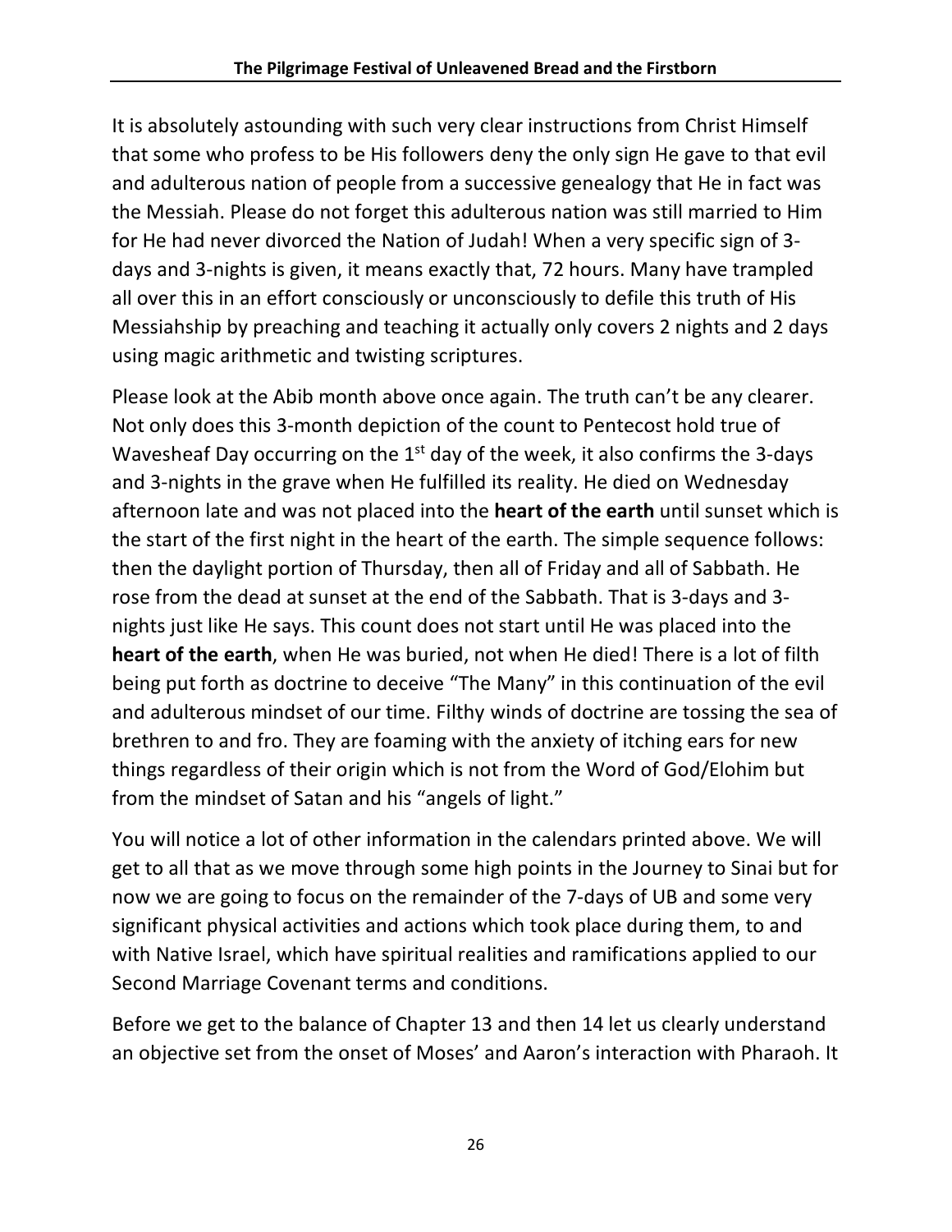It is absolutely astounding with such very clear instructions from Christ Himself that some who profess to be His followers deny the only sign He gave to that evil and adulterous nation of people from a successive genealogy that He in fact was the Messiah. Please do not forget this adulterous nation was still married to Him for He had never divorced the Nation of Judah! When a very specific sign of 3-days and 3-nights is given, it means exactly that, 72 hours. Many have trampled all over this in an effort consciously or unconsciously to defile this truth of His Messiahship by preaching and teaching it actually only covers 2 nights and 2 days using magic arithmetic and twisting scriptures.

Please look at the Abib month above once again. The truth can't be any clearer. Not only does this 3-month depiction of the count to Pentecost hold true of Wavesheaf Day occurring on the 1st day of the week, it also confirms the 3-days and 3-nights in the grave when He fulfilled its reality. He died on Wednesday afternoon late and was not placed into the **heart of the earth** until sunset which is the start of the first night in the heart of the earth. The simple sequence follows: then the daylight portion of Thursday, then all of Friday and all of Sabbath. He rose from the dead at sunset at the end of the Sabbath. That is 3-days and 3-nights just like He says. This count does not start until He was placed into the **heart of the earth**, when He was buried, not when He died! There is a lot of filth being put forth as doctrine to deceive "The Many" in this continuation of the evil and adulterous mindset of our time. Filthy winds of doctrine are tossing the sea of brethren to and fro. They are foaming with the anxiety of itching ears for new things regardless of their origin which is not from the Word of God/Elohim but from the mindset of Satan and his "angels of light."

You will notice a lot of other information in the calendars printed above. We will get to all that as we move through some high points in the Journey to Sinai but for now we are going to focus on the remainder of the 7-days of UB and some very significant physical activities and actions which took place during them, to and with Native Israel, which have spiritual realities and ramifications applied to our Second Marriage Covenant terms and conditions.

Before we get to the balance of Chapter 13 and then 14 let us clearly understand an objective set from the onset of Moses' and Aaron's interaction with Pharaoh. It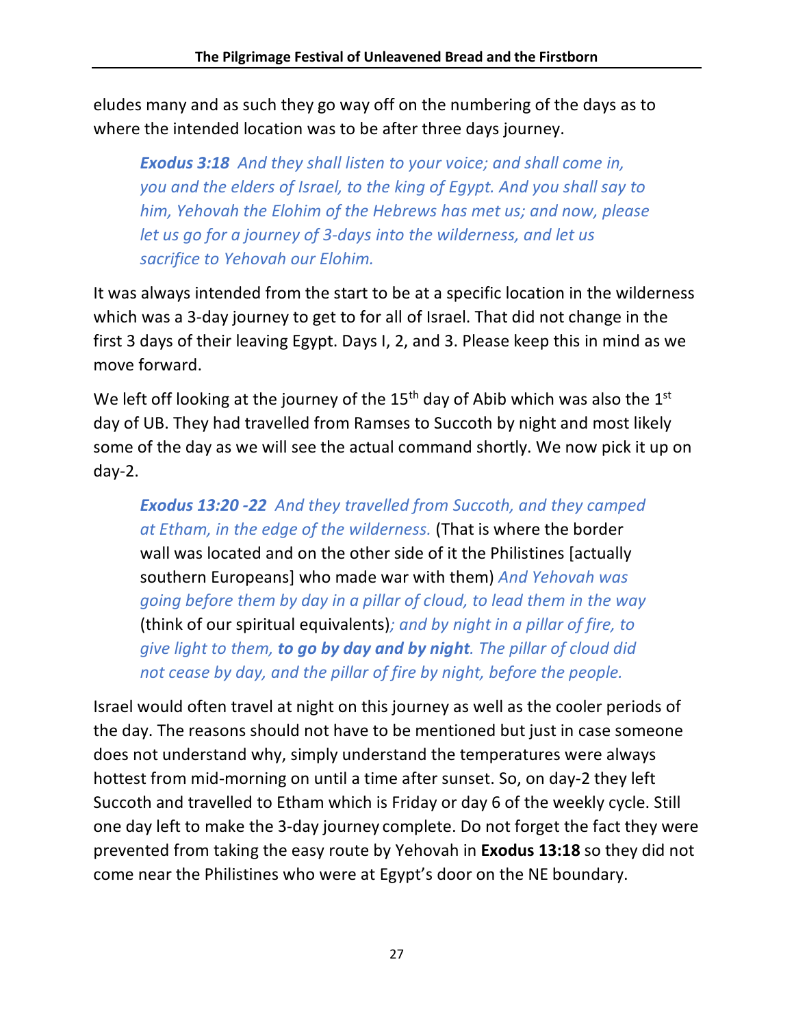eludes many and as such they go way off on the numbering of the days as to where the intended location was to be after three days journey.

> ***Exodus 3:18*** *And they shall listen to your voice; and shall come in, you and the elders of Israel, to the king of Egypt. And you shall say to him, Yehovah the Elohim of the Hebrews has met us; and now, please let us go for a journey of 3-days into the wilderness, and let us sacrifice to Yehovah our Elohim.*

It was always intended from the start to be at a specific location in the wilderness which was a 3-day journey to get to for all of Israel. That did not change in the first 3 days of their leaving Egypt. Days I, 2, and 3. Please keep this in mind as we move forward.

We left off looking at the journey of the 15th day of Abib which was also the 1st day of UB. They had travelled from Ramses to Succoth by night and most likely some of the day as we will see the actual command shortly. We now pick it up on day-2.

> ***Exodus 13:20 -22*** *And they travelled from Succoth, and they camped at Etham, in the edge of the wilderness.* (That is where the border wall was located and on the other side of it the Philistines [actually southern Europeans] who made war with them) *And Yehovah was going before them by day in a pillar of cloud, to lead them in the way* (think of our spiritual equivalents)*; and by night in a pillar of fire, to give light to them, **to go by day and by night**. The pillar of cloud did not cease by day, and the pillar of fire by night, before the people.*

Israel would often travel at night on this journey as well as the cooler periods of the day. The reasons should not have to be mentioned but just in case someone does not understand why, simply understand the temperatures were always hottest from mid-morning on until a time after sunset. So, on day-2 they left Succoth and travelled to Etham which is Friday or day 6 of the weekly cycle. Still one day left to make the 3-day journey complete. Do not forget the fact they were prevented from taking the easy route by Yehovah in **Exodus 13:18** so they did not come near the Philistines who were at Egypt's door on the NE boundary.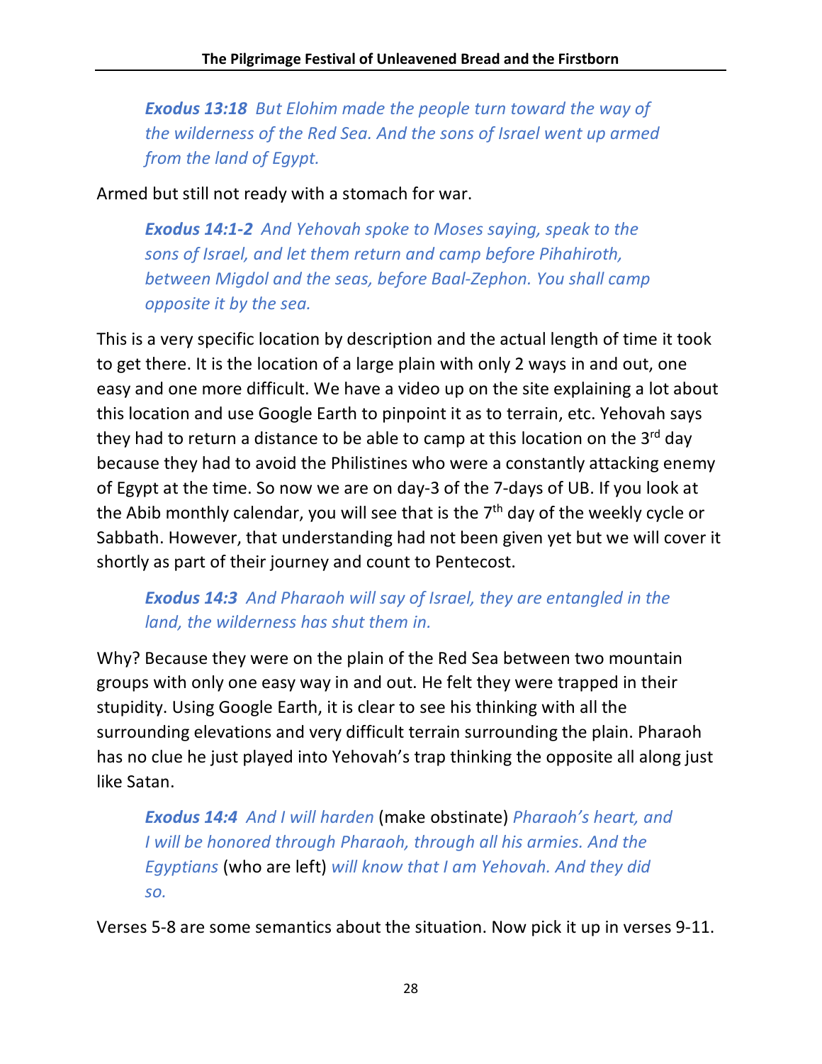*__Exodus 13:18__ But Elohim made the people turn toward the way of the wilderness of the Red Sea. And the sons of Israel went up armed from the land of Egypt.*

Armed but still not ready with a stomach for war.

*__Exodus 14:1-2__ And Yehovah spoke to Moses saying, speak to the sons of Israel, and let them return and camp before Pihahiroth, between Migdol and the seas, before Baal-Zephon. You shall camp opposite it by the sea.*

This is a very specific location by description and the actual length of time it took to get there. It is the location of a large plain with only 2 ways in and out, one easy and one more difficult. We have a video up on the site explaining a lot about this location and use Google Earth to pinpoint it as to terrain, etc. Yehovah says they had to return a distance to be able to camp at this location on the 3rd day because they had to avoid the Philistines who were a constantly attacking enemy of Egypt at the time. So now we are on day-3 of the 7-days of UB. If you look at the Abib monthly calendar, you will see that is the 7th day of the weekly cycle or Sabbath. However, that understanding had not been given yet but we will cover it shortly as part of their journey and count to Pentecost.

*__Exodus 14:3__ And Pharaoh will say of Israel, they are entangled in the land, the wilderness has shut them in.*

Why? Because they were on the plain of the Red Sea between two mountain groups with only one easy way in and out. He felt they were trapped in their stupidity. Using Google Earth, it is clear to see his thinking with all the surrounding elevations and very difficult terrain surrounding the plain. Pharaoh has no clue he just played into Yehovah's trap thinking the opposite all along just like Satan.

***Exodus 14:4*** *And I will harden* (make obstinate) *Pharaoh's heart, and I will be honored through Pharaoh, through all his armies. And the Egyptians* (who are left) *will know that I am Yehovah. And they did so.*

Verses 5-8 are some semantics about the situation. Now pick it up in verses 9-11.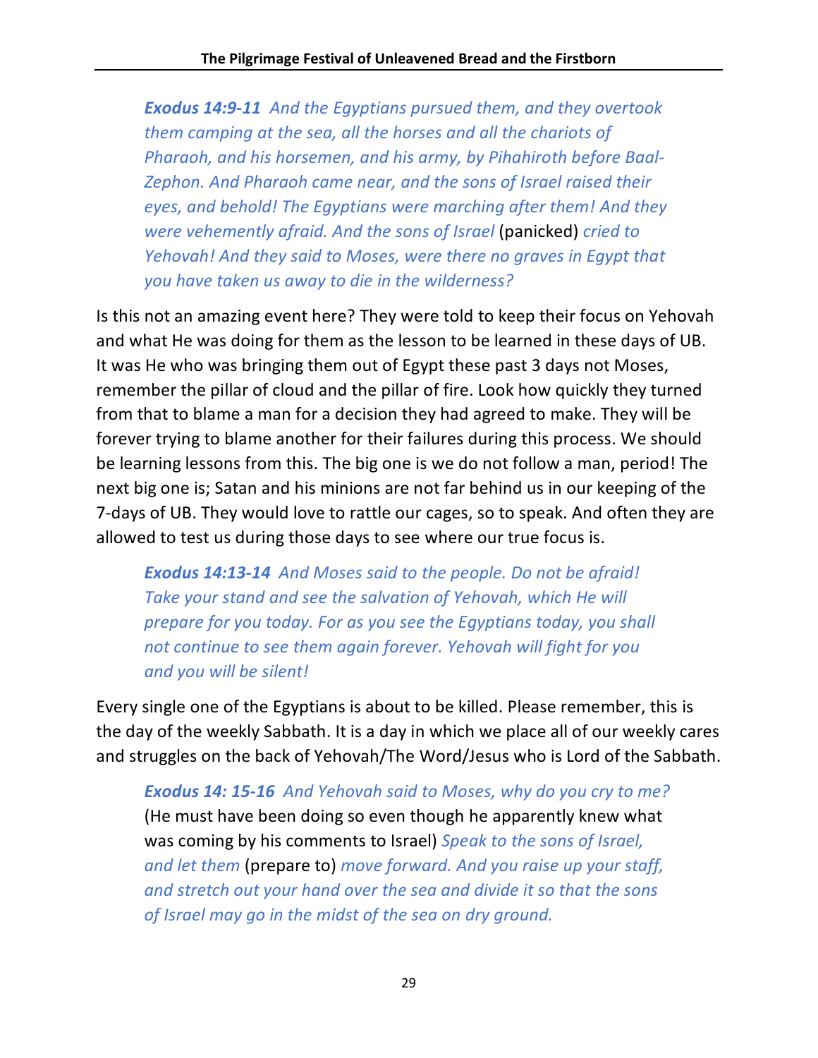***Exodus 14:9-11*** *And the Egyptians pursued them, and they overtook them camping at the sea, all the horses and all the chariots of Pharaoh, and his horsemen, and his army, by Pihahiroth before Baal-Zephon. And Pharaoh came near, and the sons of Israel raised their eyes, and behold! The Egyptians were marching after them! And they were vehemently afraid. And the sons of Israel* (panicked) *cried to Yehovah! And they said to Moses, were there no graves in Egypt that you have taken us away to die in the wilderness?*

Is this not an amazing event here? They were told to keep their focus on Yehovah and what He was doing for them as the lesson to be learned in these days of UB. It was He who was bringing them out of Egypt these past 3 days not Moses, remember the pillar of cloud and the pillar of fire. Look how quickly they turned from that to blame a man for a decision they had agreed to make. They will be forever trying to blame another for their failures during this process. We should be learning lessons from this. The big one is we do not follow a man, period! The next big one is; Satan and his minions are not far behind us in our keeping of the 7-days of UB. They would love to rattle our cages, so to speak. And often they are allowed to test us during those days to see where our true focus is.

***Exodus 14:13-14*** *And Moses said to the people. Do not be afraid! Take your stand and see the salvation of Yehovah, which He will prepare for you today. For as you see the Egyptians today, you shall not continue to see them again forever. Yehovah will fight for you and you will be silent!*

Every single one of the Egyptians is about to be killed. Please remember, this is the day of the weekly Sabbath. It is a day in which we place all of our weekly cares and struggles on the back of Yehovah/The Word/Jesus who is Lord of the Sabbath.

***Exodus 14: 15-16*** *And Yehovah said to Moses, why do you cry to me?* (He must have been doing so even though he apparently knew what was coming by his comments to Israel) *Speak to the sons of Israel, and let them* (prepare to) *move forward. And you raise up your staff, and stretch out your hand over the sea and divide it so that the sons of Israel may go in the midst of the sea on dry ground.*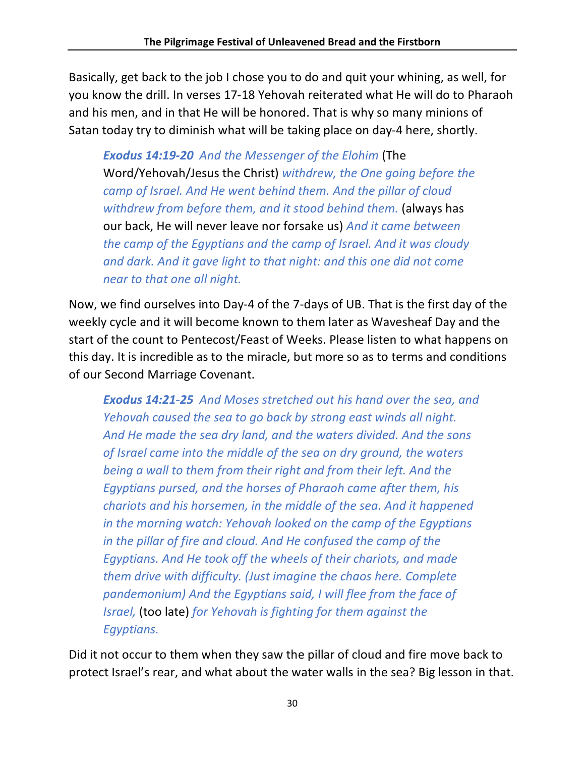Basically, get back to the job I chose you to do and quit your whining, as well, for you know the drill. In verses 17-18 Yehovah reiterated what He will do to Pharaoh and his men, and in that He will be honored. That is why so many minions of Satan today try to diminish what will be taking place on day-4 here, shortly.

> ***Exodus 14:19-20*** *And the Messenger of the Elohim* (The Word/Yehovah/Jesus the Christ) *withdrew, the One going before the camp of Israel. And He went behind them. And the pillar of cloud withdrew from before them, and it stood behind them.* (always has our back, He will never leave nor forsake us) *And it came between the camp of the Egyptians and the camp of Israel. And it was cloudy and dark. And it gave light to that night: and this one did not come near to that one all night.*

Now, we find ourselves into Day-4 of the 7-days of UB. That is the first day of the weekly cycle and it will become known to them later as Wavesheaf Day and the start of the count to Pentecost/Feast of Weeks. Please listen to what happens on this day. It is incredible as to the miracle, but more so as to terms and conditions of our Second Marriage Covenant.

> ***Exodus 14:21-25*** *And Moses stretched out his hand over the sea, and Yehovah caused the sea to go back by strong east winds all night. And He made the sea dry land, and the waters divided. And the sons of Israel came into the middle of the sea on dry ground, the waters being a wall to them from their right and from their left. And the Egyptians pursed, and the horses of Pharaoh came after them, his chariots and his horsemen, in the middle of the sea. And it happened in the morning watch: Yehovah looked on the camp of the Egyptians in the pillar of fire and cloud. And He confused the camp of the Egyptians. And He took off the wheels of their chariots, and made them drive with difficulty. (Just imagine the chaos here. Complete pandemonium) And the Egyptians said, I will flee from the face of Israel,* (too late) *for Yehovah is fighting for them against the Egyptians.*

Did it not occur to them when they saw the pillar of cloud and fire move back to protect Israel's rear, and what about the water walls in the sea? Big lesson in that.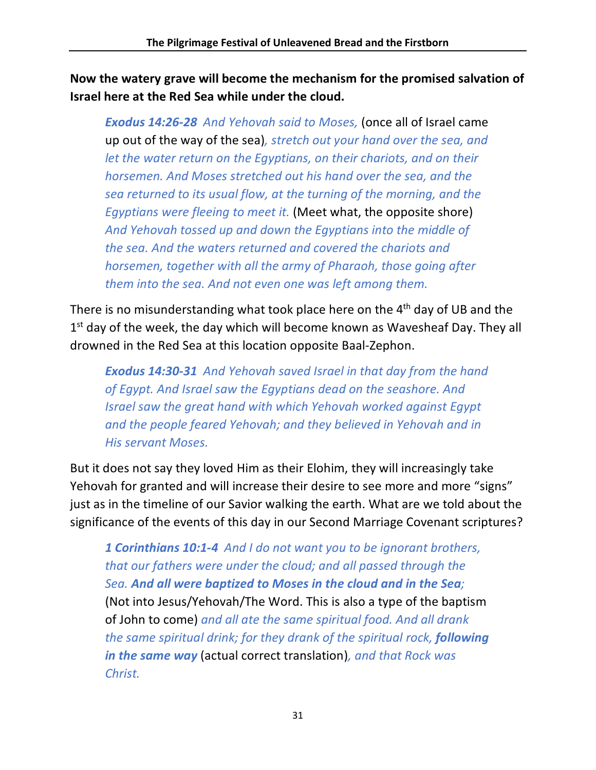**Now the watery grave will become the mechanism for the promised salvation of Israel here at the Red Sea while under the cloud.**

> ***Exodus 14:26-28*** *And Yehovah said to Moses,* (once all of Israel came up out of the way of the sea)*, stretch out your hand over the sea, and let the water return on the Egyptians, on their chariots, and on their horsemen. And Moses stretched out his hand over the sea, and the sea returned to its usual flow, at the turning of the morning, and the Egyptians were fleeing to meet it.* (Meet what, the opposite shore) *And Yehovah tossed up and down the Egyptians into the middle of the sea. And the waters returned and covered the chariots and horsemen, together with all the army of Pharaoh, those going after them into the sea. And not even one was left among them.*

There is no misunderstanding what took place here on the 4th day of UB and the 1st day of the week, the day which will become known as Wavesheaf Day. They all drowned in the Red Sea at this location opposite Baal-Zephon.

> ***Exodus 14:30-31*** *And Yehovah saved Israel in that day from the hand of Egypt. And Israel saw the Egyptians dead on the seashore. And Israel saw the great hand with which Yehovah worked against Egypt and the people feared Yehovah; and they believed in Yehovah and in His servant Moses.*

But it does not say they loved Him as their Elohim, they will increasingly take Yehovah for granted and will increase their desire to see more and more "signs" just as in the timeline of our Savior walking the earth. What are we told about the significance of the events of this day in our Second Marriage Covenant scriptures?

> ***1 Corinthians 10:1-4*** *And I do not want you to be ignorant brothers, that our fathers were under the cloud; and all passed through the Sea.* ***And all were baptized to Moses in the cloud and in the Sea****;* (Not into Jesus/Yehovah/The Word. This is also a type of the baptism of John to come) *and all ate the same spiritual food. And all drank the same spiritual drink; for they drank of the spiritual rock,* ***following in the same way*** (actual correct translation)*, and that Rock was Christ.*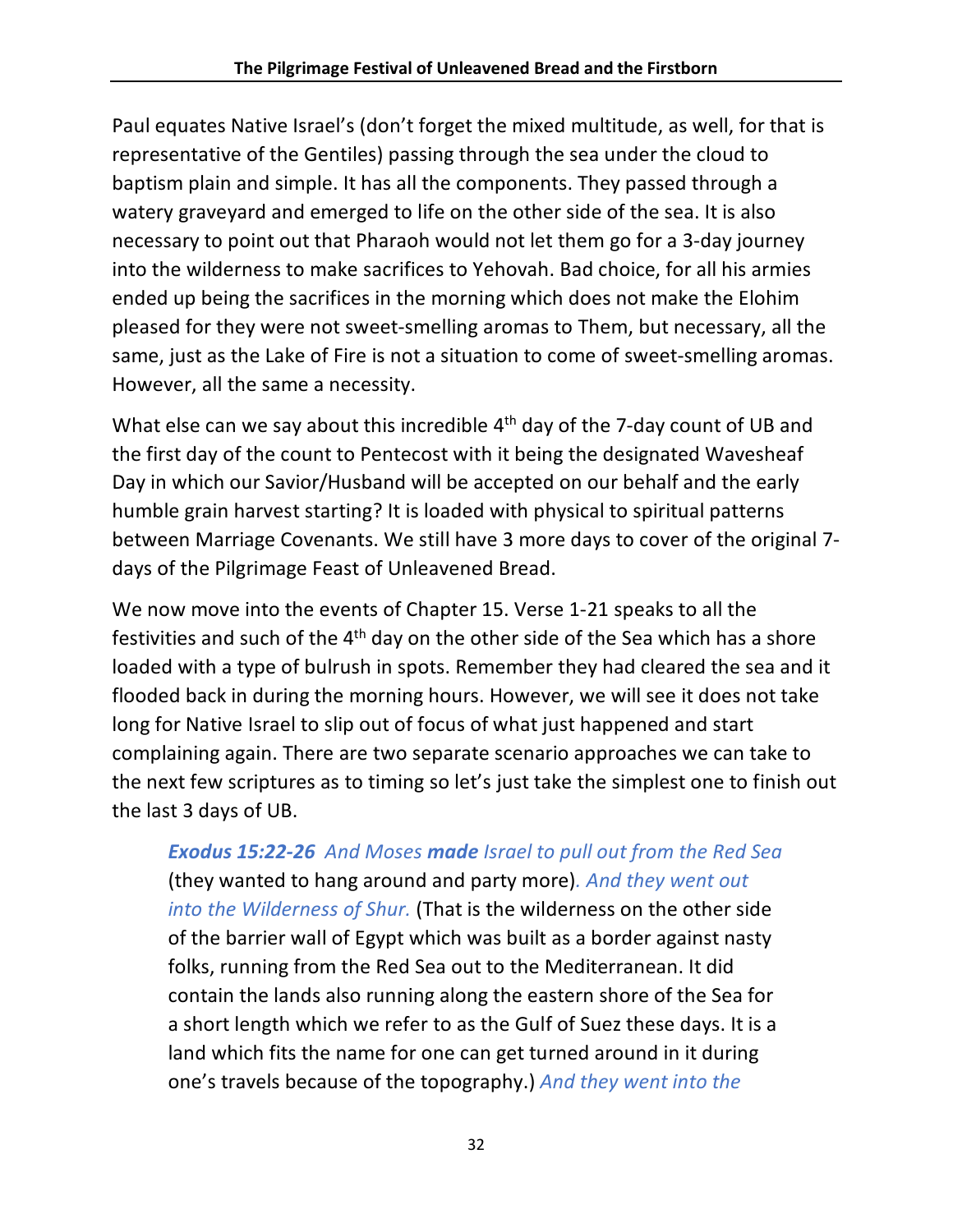Paul equates Native Israel's (don't forget the mixed multitude, as well, for that is representative of the Gentiles) passing through the sea under the cloud to baptism plain and simple. It has all the components. They passed through a watery graveyard and emerged to life on the other side of the sea. It is also necessary to point out that Pharaoh would not let them go for a 3-day journey into the wilderness to make sacrifices to Yehovah. Bad choice, for all his armies ended up being the sacrifices in the morning which does not make the Elohim pleased for they were not sweet-smelling aromas to Them, but necessary, all the same, just as the Lake of Fire is not a situation to come of sweet-smelling aromas. However, all the same a necessity.

What else can we say about this incredible 4th day of the 7-day count of UB and the first day of the count to Pentecost with it being the designated Wavesheaf Day in which our Savior/Husband will be accepted on our behalf and the early humble grain harvest starting? It is loaded with physical to spiritual patterns between Marriage Covenants. We still have 3 more days to cover of the original 7-days of the Pilgrimage Feast of Unleavened Bread.

We now move into the events of Chapter 15. Verse 1-21 speaks to all the festivities and such of the 4th day on the other side of the Sea which has a shore loaded with a type of bulrush in spots. Remember they had cleared the sea and it flooded back in during the morning hours. However, we will see it does not take long for Native Israel to slip out of focus of what just happened and start complaining again. There are two separate scenario approaches we can take to the next few scriptures as to timing so let's just take the simplest one to finish out the last 3 days of UB.

> ***Exodus 15:22-26*** *And Moses* ***made*** *Israel to pull out from the Red Sea* (they wanted to hang around and party more)*. And they went out into the Wilderness of Shur.* (That is the wilderness on the other side of the barrier wall of Egypt which was built as a border against nasty folks, running from the Red Sea out to the Mediterranean. It did contain the lands also running along the eastern shore of the Sea for a short length which we refer to as the Gulf of Suez these days. It is a land which fits the name for one can get turned around in it during one's travels because of the topography.) *And they went into the*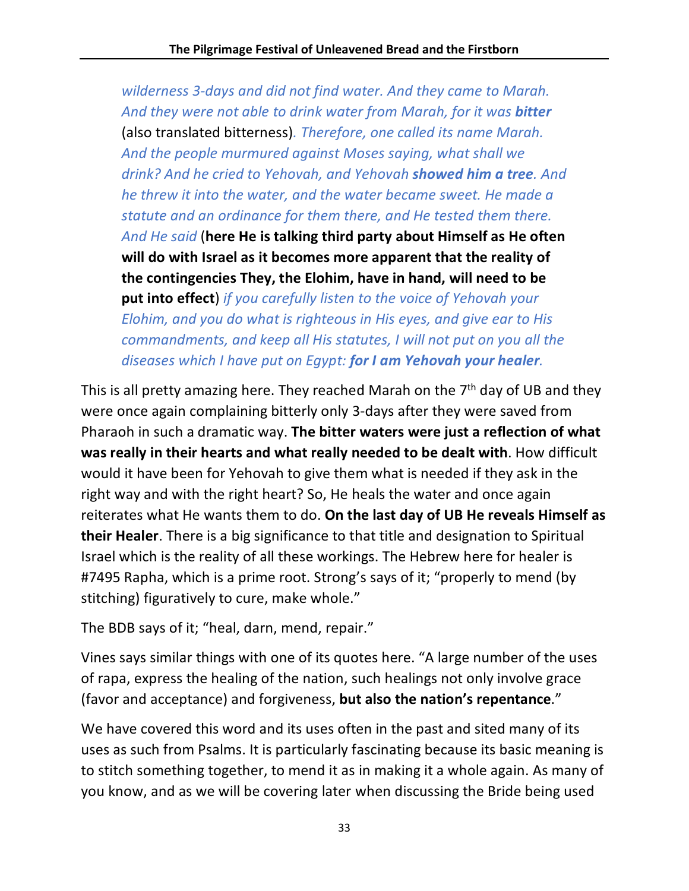*wilderness 3-days and did not find water. And they came to Marah. And they were not able to drink water from Marah, for it was **bitter*** (also translated bitterness)*. Therefore, one called its name Marah. And the people murmured against Moses saying, what shall we drink? And he cried to Yehovah, and Yehovah **showed him a tree**. And he threw it into the water, and the water became sweet. He made a statute and an ordinance for them there, and He tested them there. And He said* (**here He is talking third party about Himself as He often will do with Israel as it becomes more apparent that the reality of the contingencies They, the Elohim, have in hand, will need to be put into effect**) *if you carefully listen to the voice of Yehovah your Elohim, and you do what is righteous in His eyes, and give ear to His commandments, and keep all His statutes, I will not put on you all the diseases which I have put on Egypt: **for I am Yehovah your healer**.*

This is all pretty amazing here. They reached Marah on the 7th day of UB and they were once again complaining bitterly only 3-days after they were saved from Pharaoh in such a dramatic way. **The bitter waters were just a reflection of what was really in their hearts and what really needed to be dealt with**. How difficult would it have been for Yehovah to give them what is needed if they ask in the right way and with the right heart? So, He heals the water and once again reiterates what He wants them to do. **On the last day of UB He reveals Himself as their Healer**. There is a big significance to that title and designation to Spiritual Israel which is the reality of all these workings. The Hebrew here for healer is #7495 Rapha, which is a prime root. Strong's says of it; "properly to mend (by stitching) figuratively to cure, make whole."

The BDB says of it; "heal, darn, mend, repair."

Vines says similar things with one of its quotes here. "A large number of the uses of rapa, express the healing of the nation, such healings not only involve grace (favor and acceptance) and forgiveness, **but also the nation's repentance**."

We have covered this word and its uses often in the past and sited many of its uses as such from Psalms. It is particularly fascinating because its basic meaning is to stitch something together, to mend it as in making it a whole again. As many of you know, and as we will be covering later when discussing the Bride being used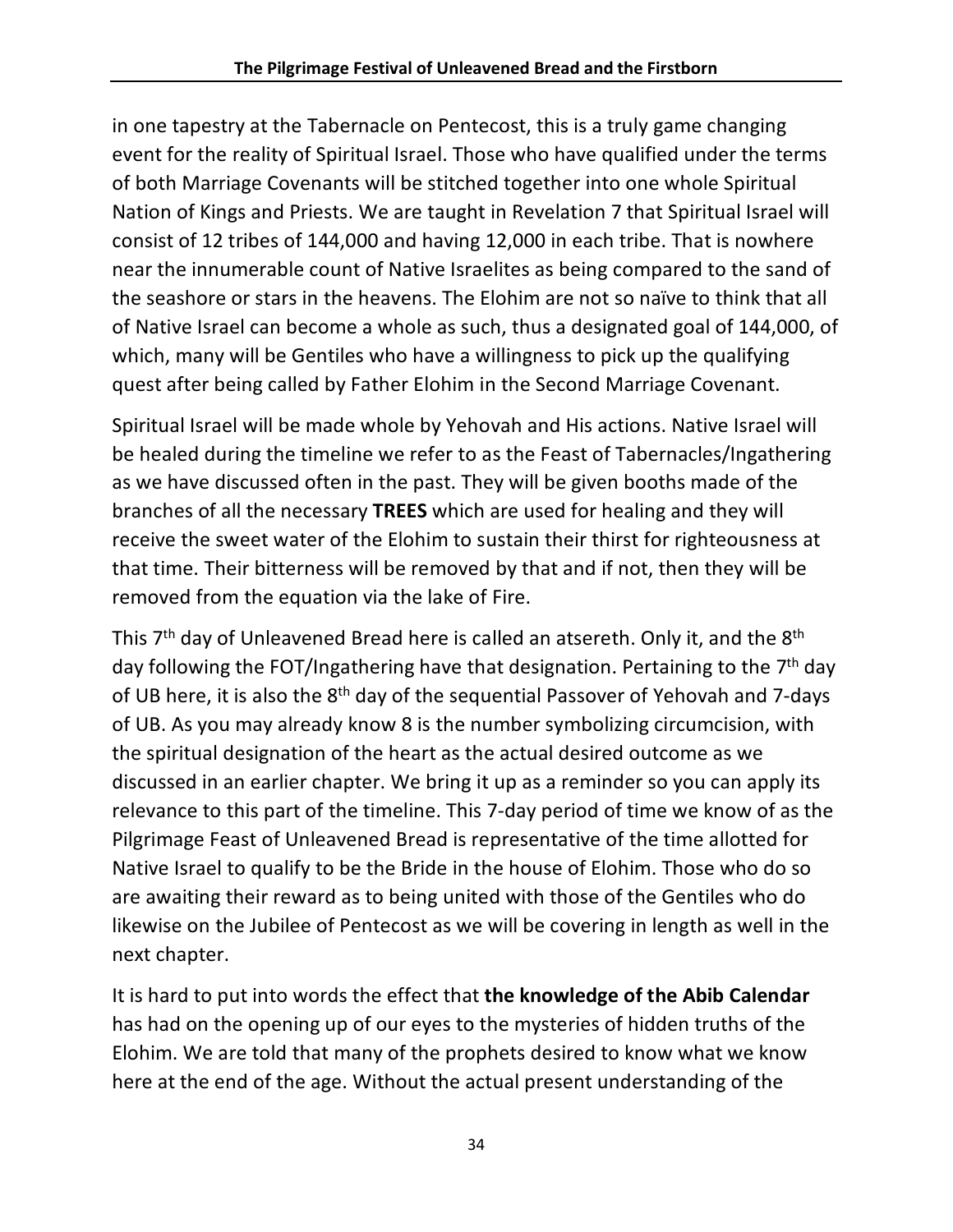in one tapestry at the Tabernacle on Pentecost, this is a truly game changing event for the reality of Spiritual Israel. Those who have qualified under the terms of both Marriage Covenants will be stitched together into one whole Spiritual Nation of Kings and Priests. We are taught in Revelation 7 that Spiritual Israel will consist of 12 tribes of 144,000 and having 12,000 in each tribe. That is nowhere near the innumerable count of Native Israelites as being compared to the sand of the seashore or stars in the heavens. The Elohim are not so naïve to think that all of Native Israel can become a whole as such, thus a designated goal of 144,000, of which, many will be Gentiles who have a willingness to pick up the qualifying quest after being called by Father Elohim in the Second Marriage Covenant.

Spiritual Israel will be made whole by Yehovah and His actions. Native Israel will be healed during the timeline we refer to as the Feast of Tabernacles/Ingathering as we have discussed often in the past. They will be given booths made of the branches of all the necessary **TREES** which are used for healing and they will receive the sweet water of the Elohim to sustain their thirst for righteousness at that time. Their bitterness will be removed by that and if not, then they will be removed from the equation via the lake of Fire.

This 7th day of Unleavened Bread here is called an atsereth. Only it, and the 8th day following the FOT/Ingathering have that designation. Pertaining to the 7th day of UB here, it is also the 8th day of the sequential Passover of Yehovah and 7-days of UB. As you may already know 8 is the number symbolizing circumcision, with the spiritual designation of the heart as the actual desired outcome as we discussed in an earlier chapter. We bring it up as a reminder so you can apply its relevance to this part of the timeline. This 7-day period of time we know of as the Pilgrimage Feast of Unleavened Bread is representative of the time allotted for Native Israel to qualify to be the Bride in the house of Elohim. Those who do so are awaiting their reward as to being united with those of the Gentiles who do likewise on the Jubilee of Pentecost as we will be covering in length as well in the next chapter.

It is hard to put into words the effect that **the knowledge of the Abib Calendar** has had on the opening up of our eyes to the mysteries of hidden truths of the Elohim. We are told that many of the prophets desired to know what we know here at the end of the age. Without the actual present understanding of the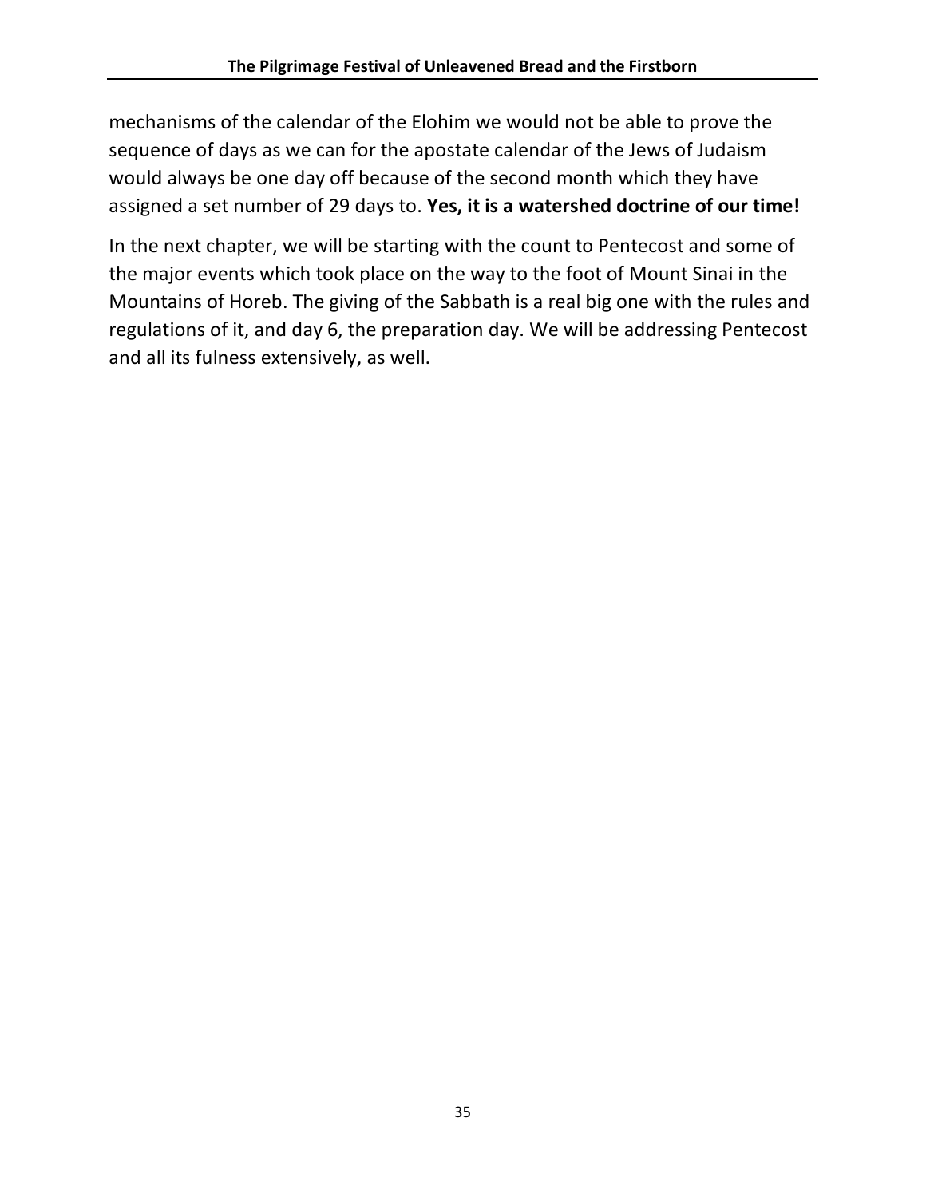mechanisms of the calendar of the Elohim we would not be able to prove the sequence of days as we can for the apostate calendar of the Jews of Judaism would always be one day off because of the second month which they have assigned a set number of 29 days to. **Yes, it is a watershed doctrine of our time!**

In the next chapter, we will be starting with the count to Pentecost and some of the major events which took place on the way to the foot of Mount Sinai in the Mountains of Horeb. The giving of the Sabbath is a real big one with the rules and regulations of it, and day 6, the preparation day. We will be addressing Pentecost and all its fulness extensively, as well.